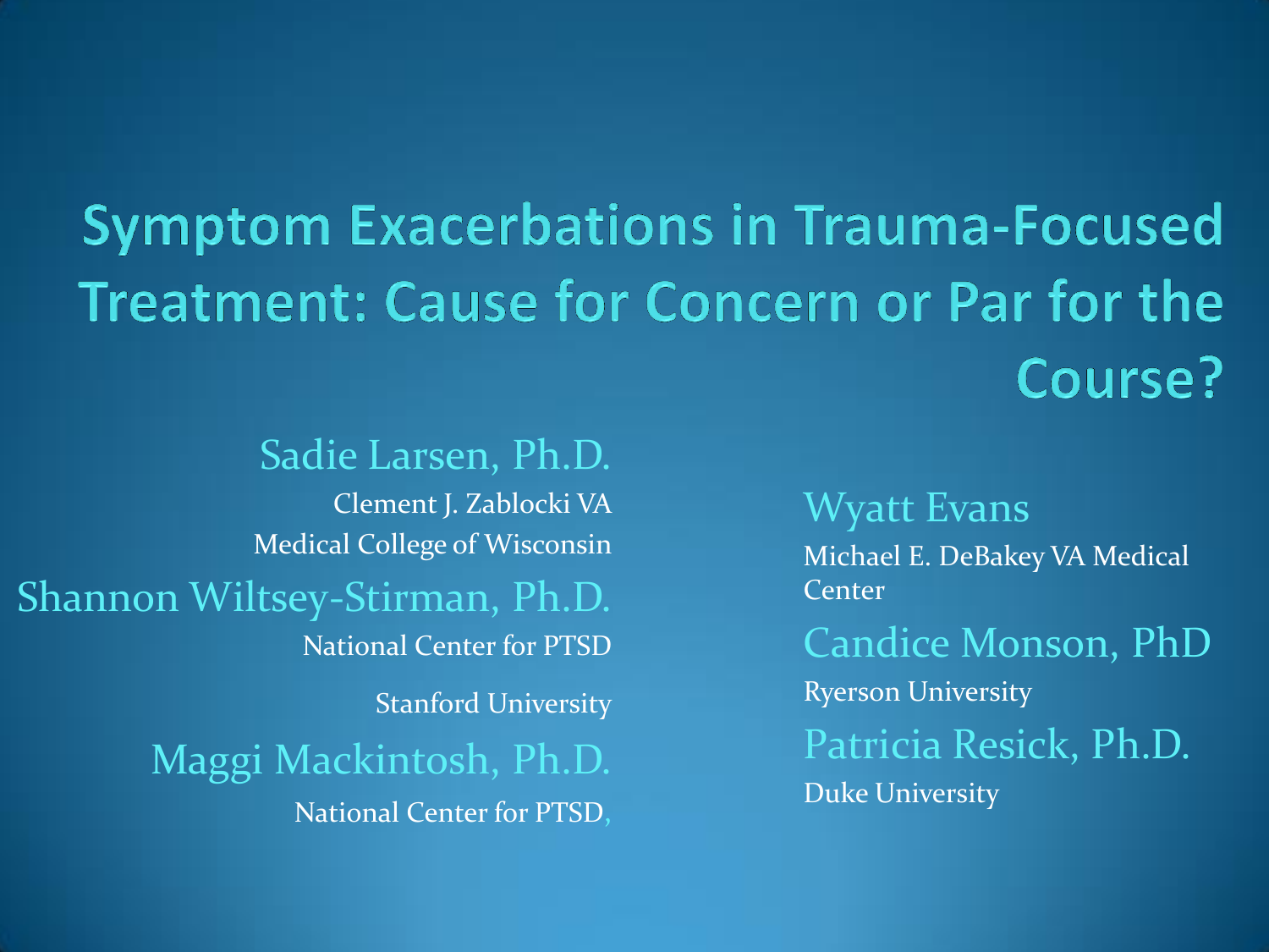# Symptom Exacerbations in Trauma-Focused Treatment: Cause for Concern or Par for the Course?

Sadie Larsen, Ph.D.
Clement J. Zablocki VA
Medical College of Wisconsin

Shannon Wiltsey-Stirman, Ph.D.
National Center for PTSD
Stanford University

Maggi Mackintosh, Ph.D.
National Center for PTSD,

Wyatt Evans
Michael E. DeBakey VA Medical Center

Candice Monson, PhD
Ryerson University

Patricia Resick, Ph.D.
Duke University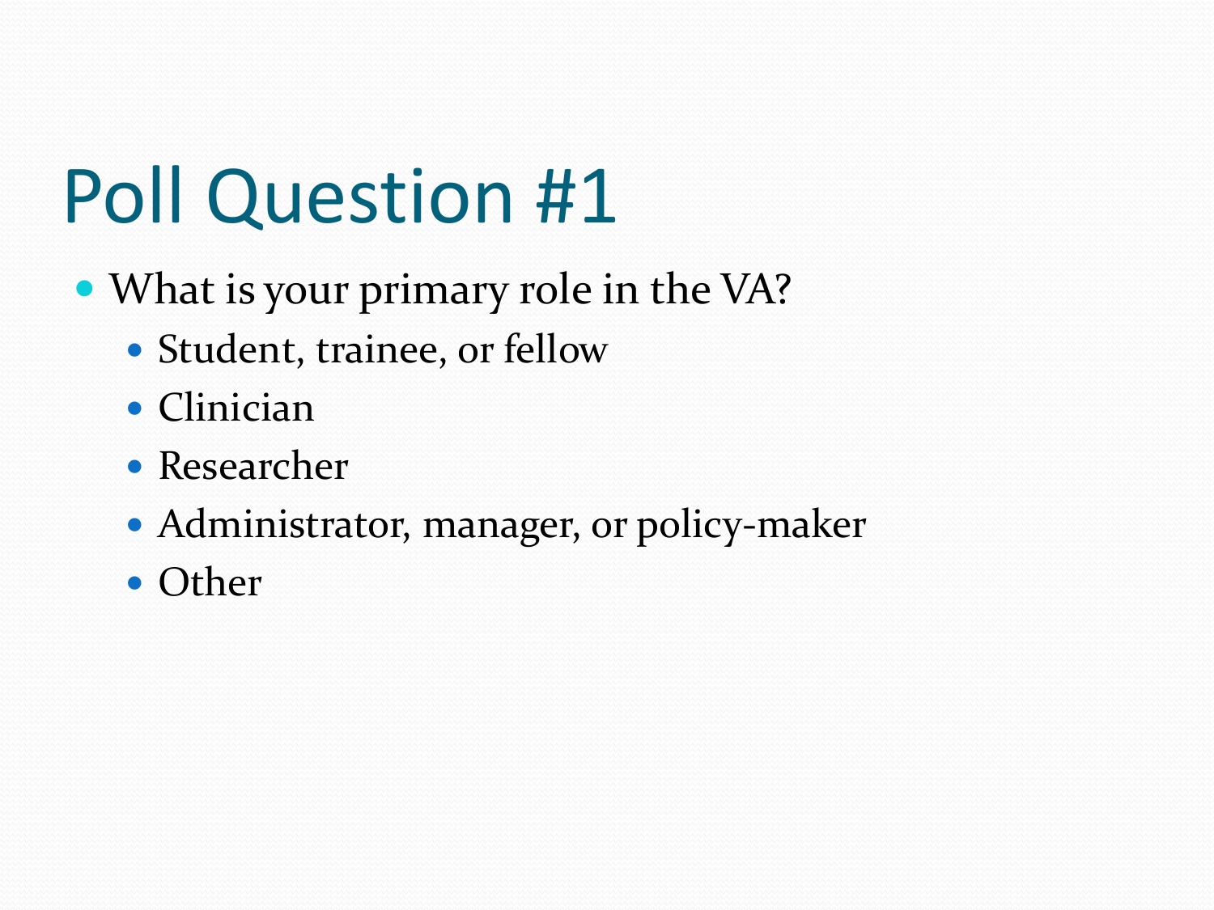# Poll Question #1

- What is your primary role in the VA?
  - Student, trainee, or fellow
  - Clinician
  - Researcher
  - Administrator, manager, or policy-maker
  - Other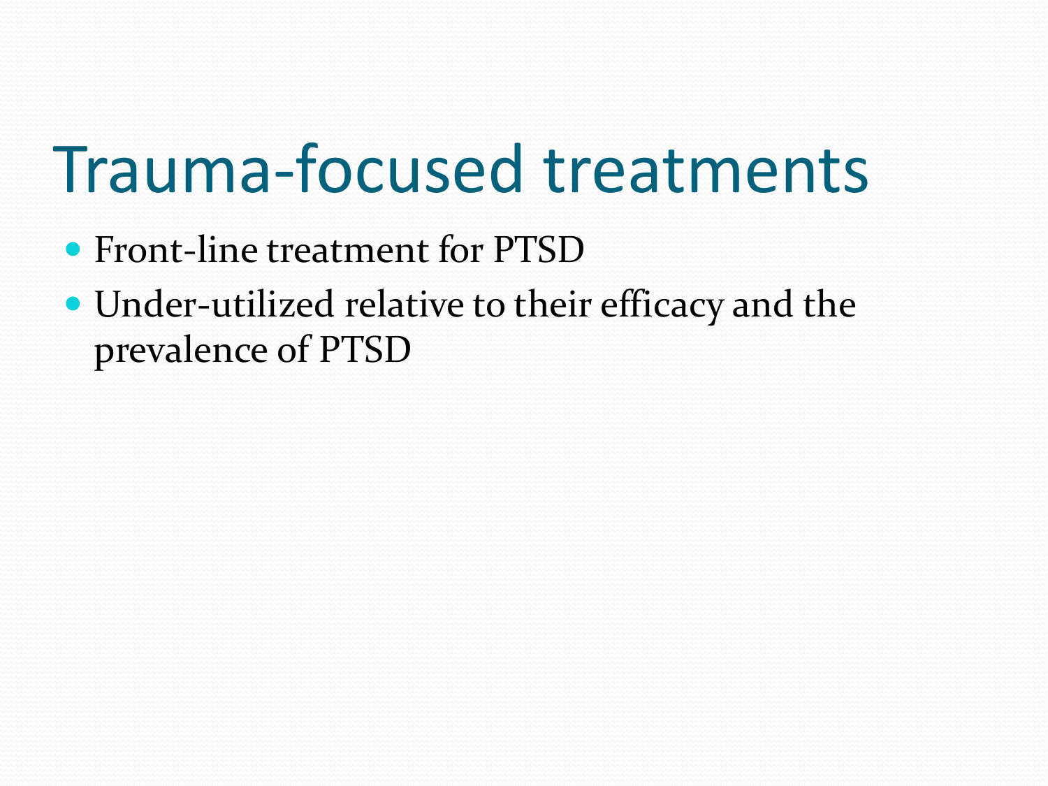# Trauma-focused treatments

- Front-line treatment for PTSD
- Under-utilized relative to their efficacy and the prevalence of PTSD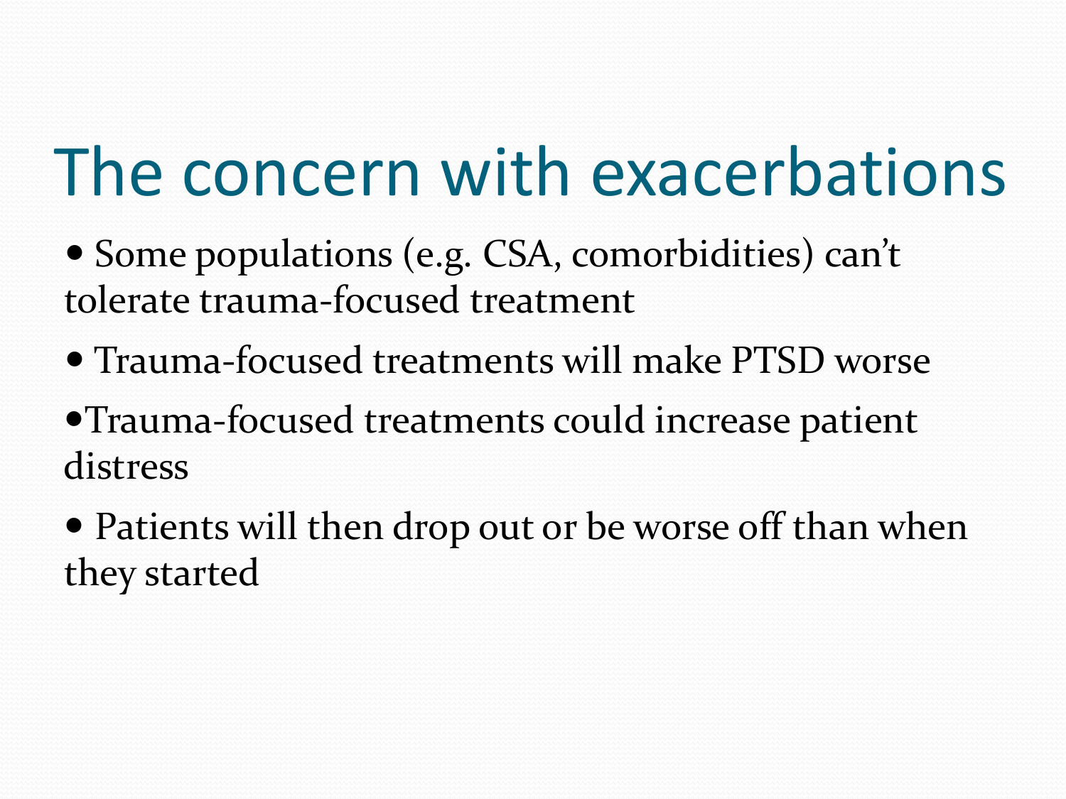# The concern with exacerbations

- Some populations (e.g. CSA, comorbidities) can't tolerate trauma-focused treatment
- Trauma-focused treatments will make PTSD worse
- Trauma-focused treatments could increase patient distress
- Patients will then drop out or be worse off than when they started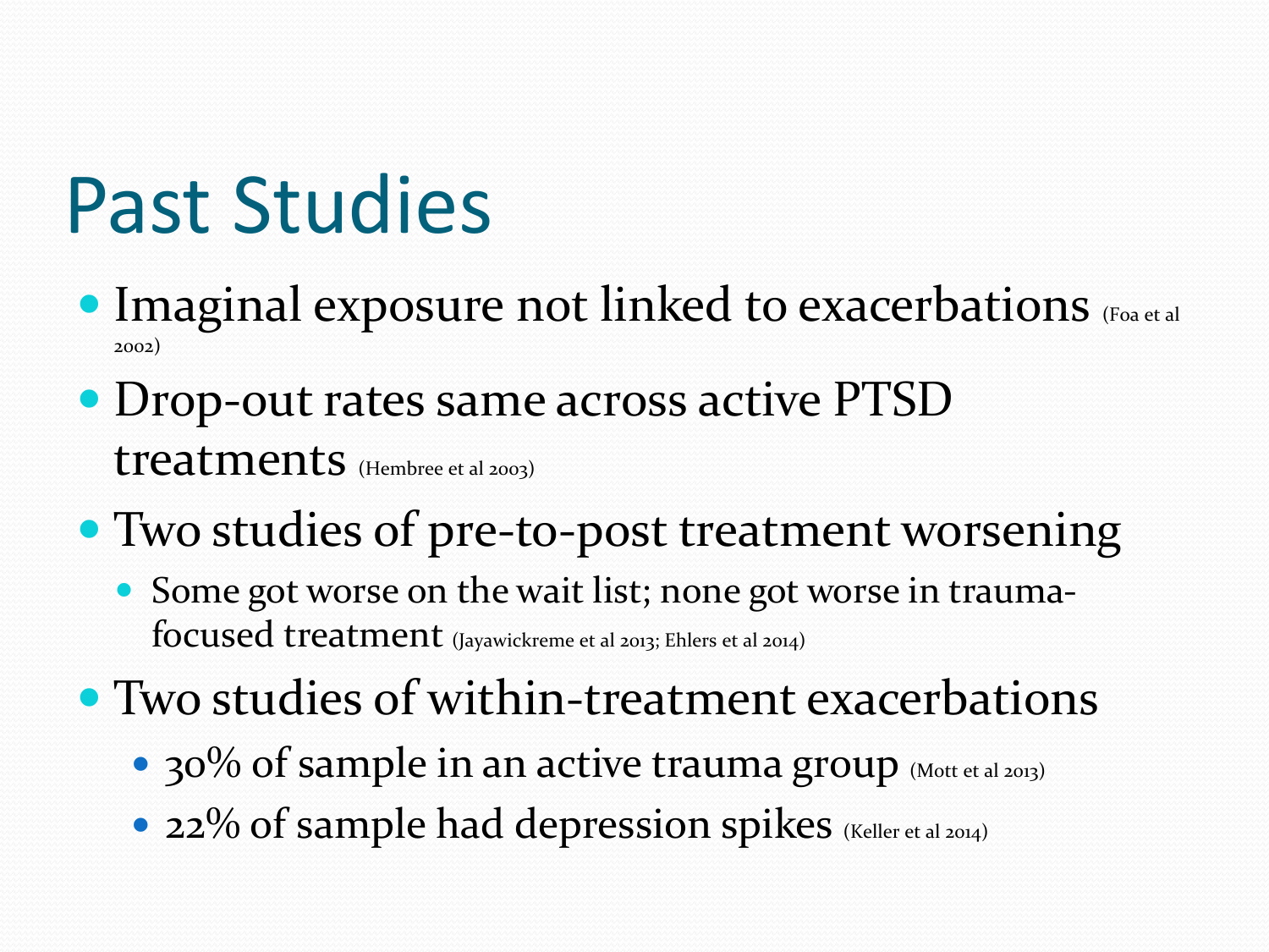# Past Studies

- Imaginal exposure not linked to exacerbations (Foa et al 2002)
- Drop-out rates same across active PTSD treatments (Hembree et al 2003)
- Two studies of pre-to-post treatment worsening
  - Some got worse on the wait list; none got worse in trauma-focused treatment (Jayawickreme et al 2013; Ehlers et al 2014)
- Two studies of within-treatment exacerbations
  - 30% of sample in an active trauma group (Mott et al 2013)
  - 22% of sample had depression spikes (Keller et al 2014)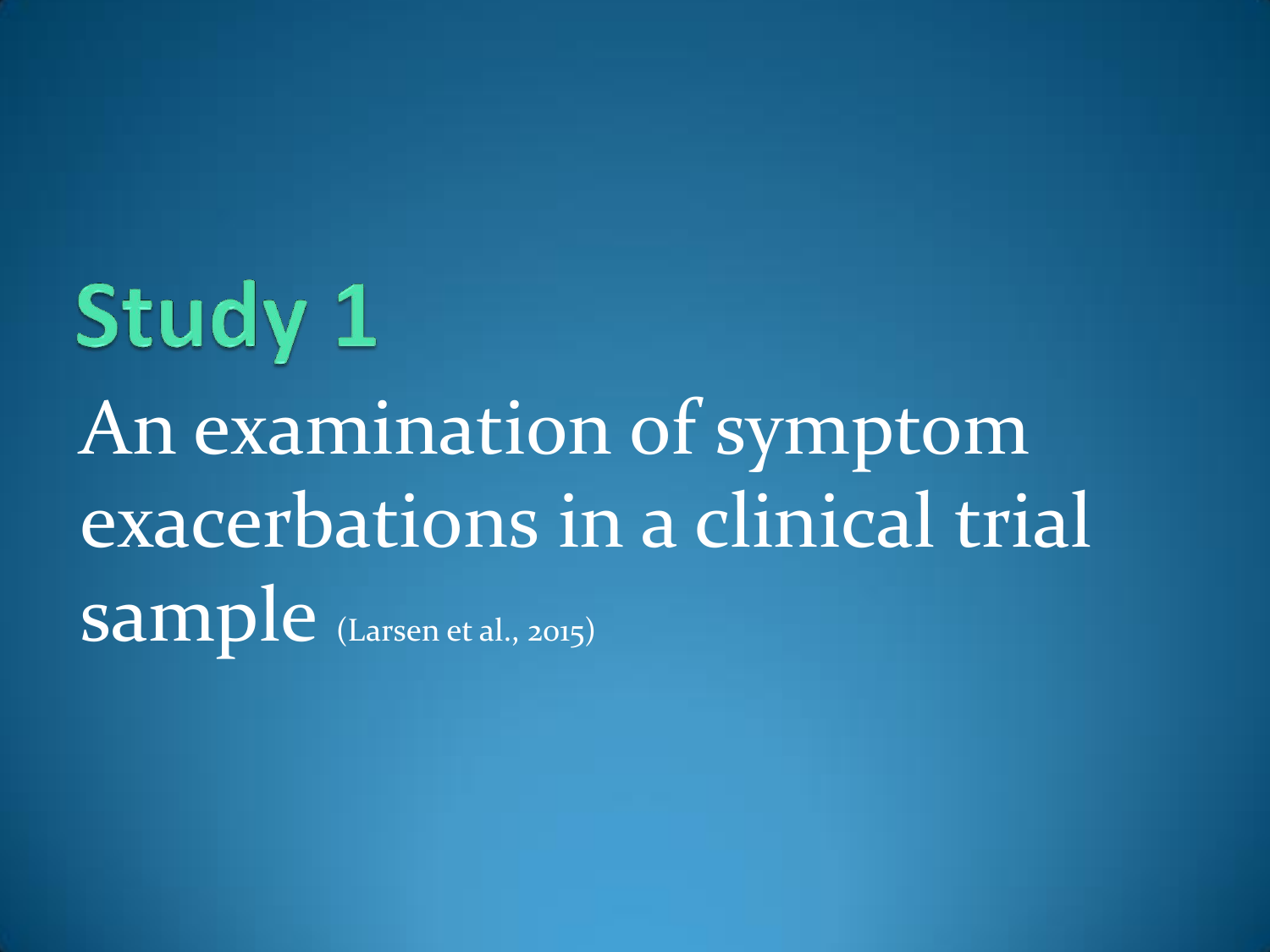# Study 1

An examination of symptom exacerbations in a clinical trial sample (Larsen et al., 2015)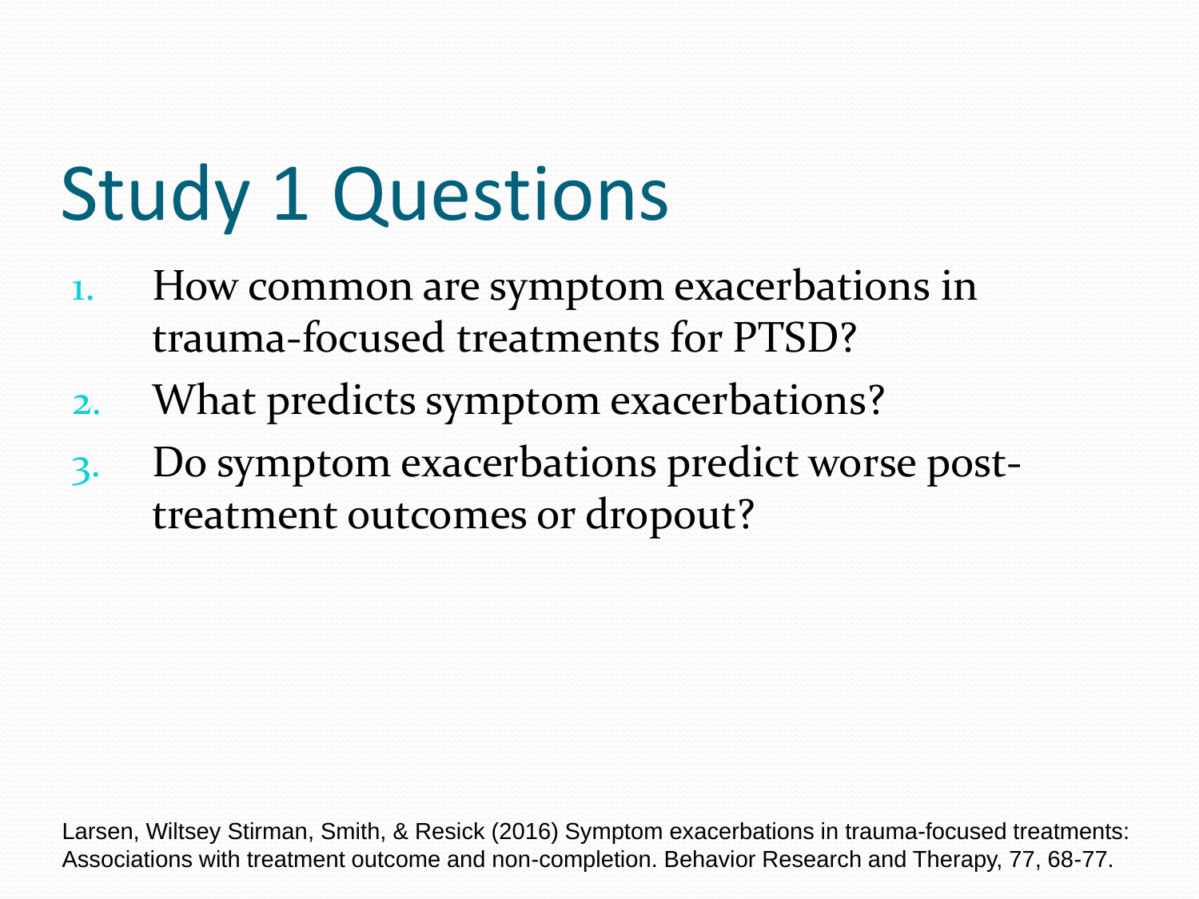# Study 1 Questions

1. How common are symptom exacerbations in trauma-focused treatments for PTSD?
2. What predicts symptom exacerbations?
3. Do symptom exacerbations predict worse post-treatment outcomes or dropout?

Larsen, Wiltsey Stirman, Smith, & Resick (2016) Symptom exacerbations in trauma-focused treatments: Associations with treatment outcome and non-completion. Behavior Research and Therapy, 77, 68-77.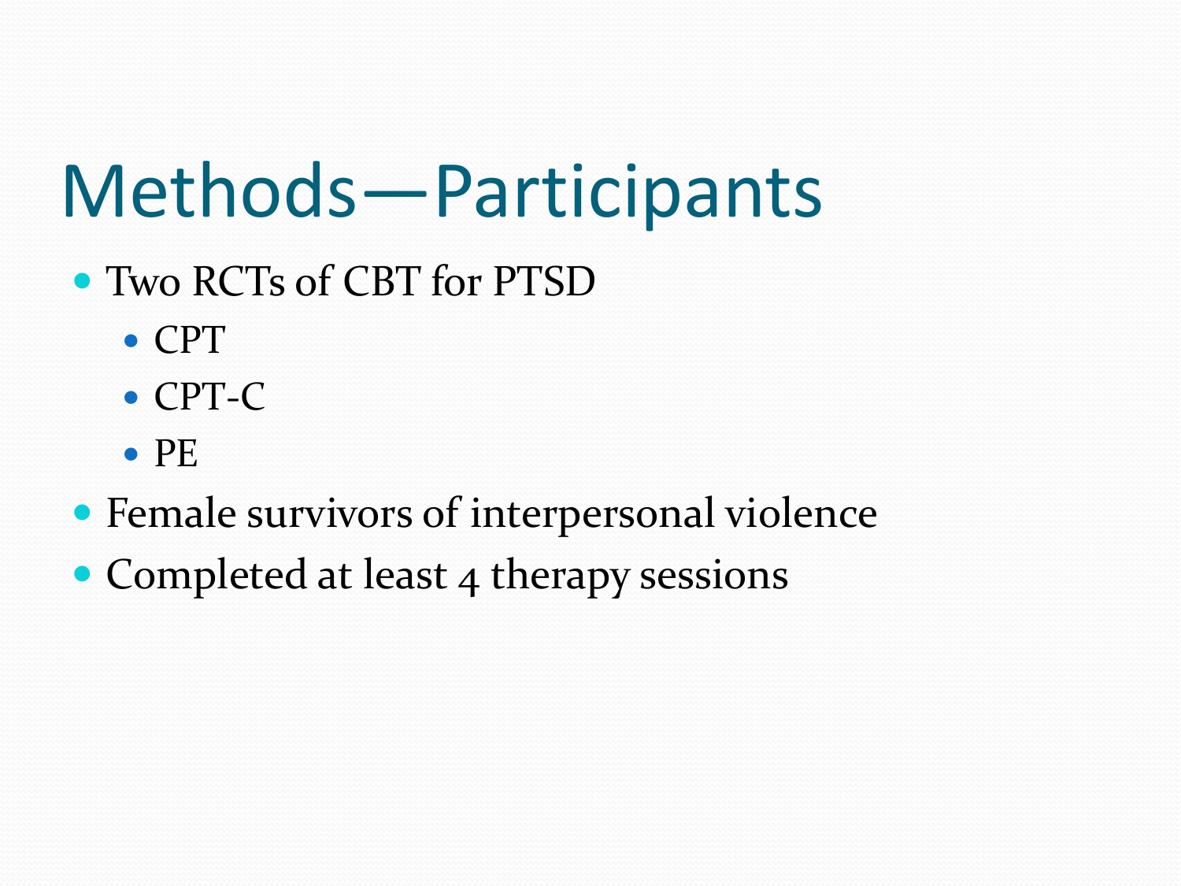# Methods—Participants

- Two RCTs of CBT for PTSD
  - CPT
  - CPT-C
  - PE
- Female survivors of interpersonal violence
- Completed at least 4 therapy sessions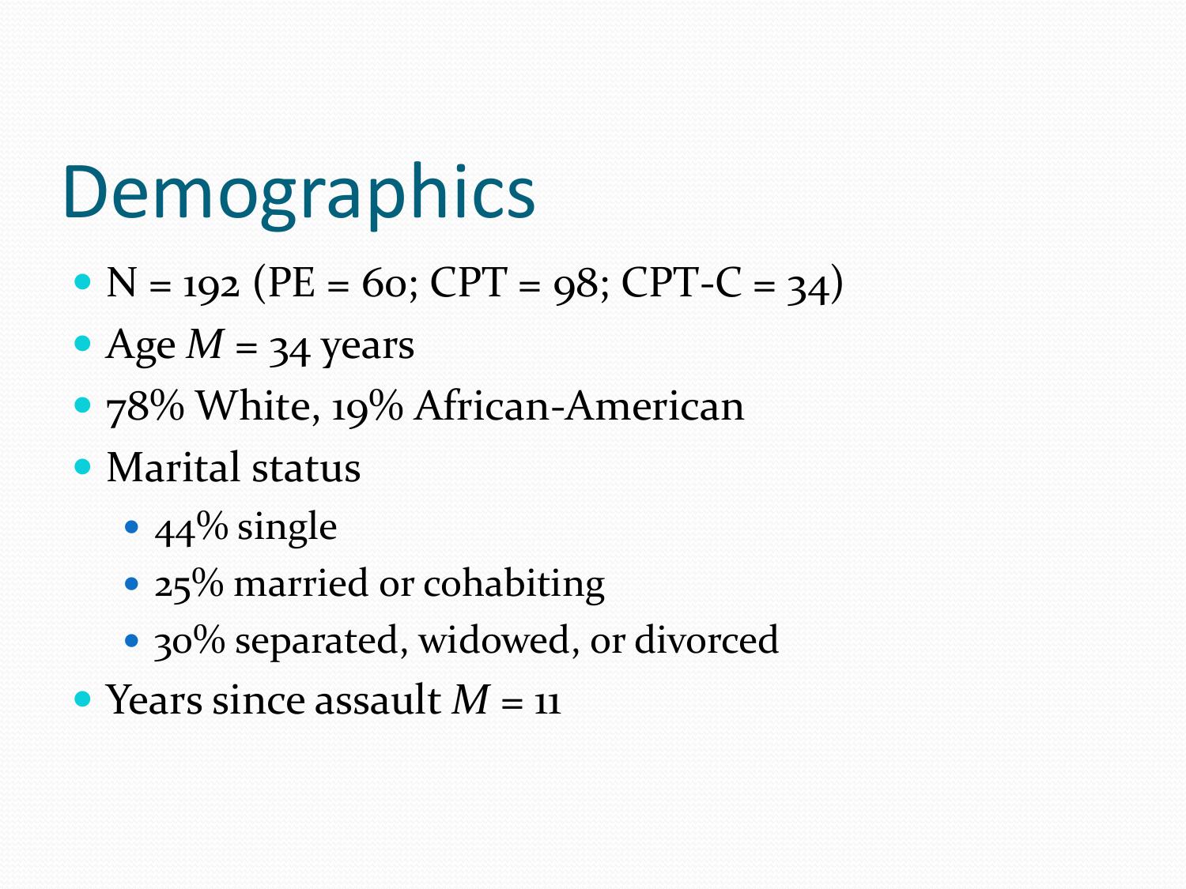# Demographics

- N = 192 (PE = 60; CPT = 98; CPT-C = 34)
- Age $M$ = 34 years
- 78% White, 19% African-American
- Marital status
  - 44% single
  - 25% married or cohabiting
  - 30% separated, widowed, or divorced
- Years since assault $M$ = 11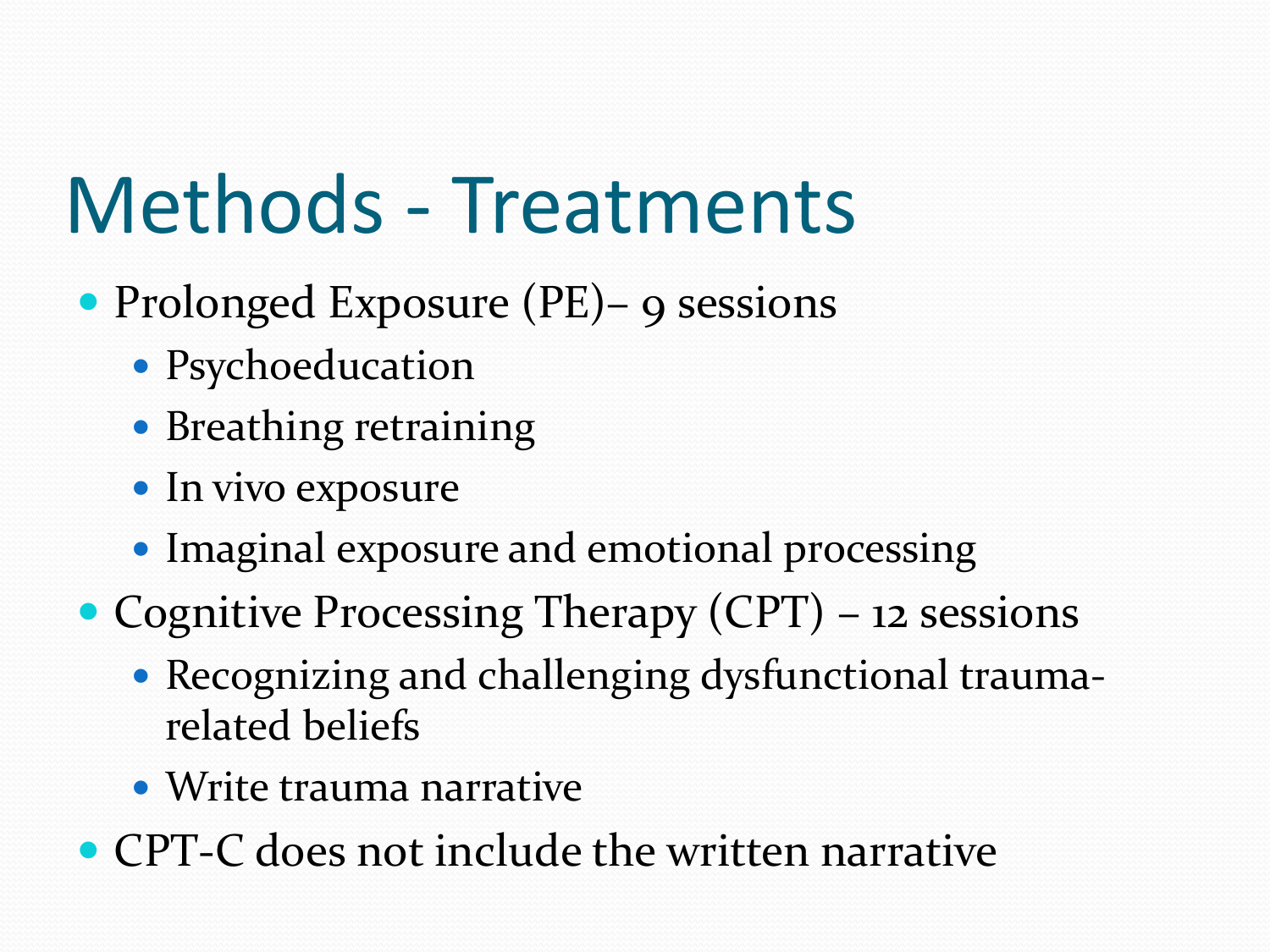# Methods - Treatments

- Prolonged Exposure (PE)– 9 sessions
  - Psychoeducation
  - Breathing retraining
  - In vivo exposure
  - Imaginal exposure and emotional processing
- Cognitive Processing Therapy (CPT) – 12 sessions
  - Recognizing and challenging dysfunctional trauma-related beliefs
  - Write trauma narrative
- CPT-C does not include the written narrative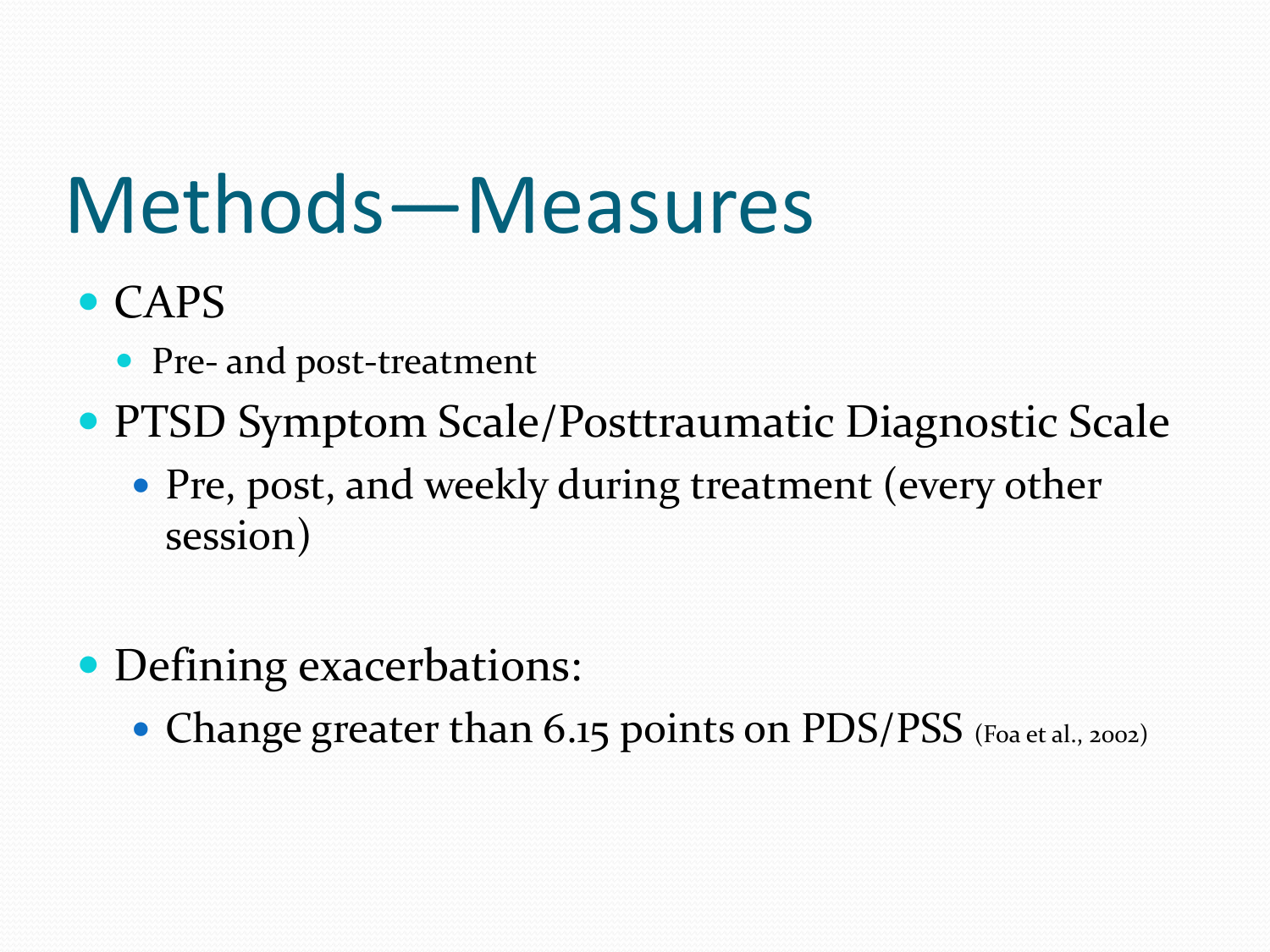# Methods—Measures

- CAPS
  - Pre- and post-treatment
- PTSD Symptom Scale/Posttraumatic Diagnostic Scale
  - Pre, post, and weekly during treatment (every other session)

- Defining exacerbations:
  - Change greater than 6.15 points on PDS/PSS (Foa et al., 2002)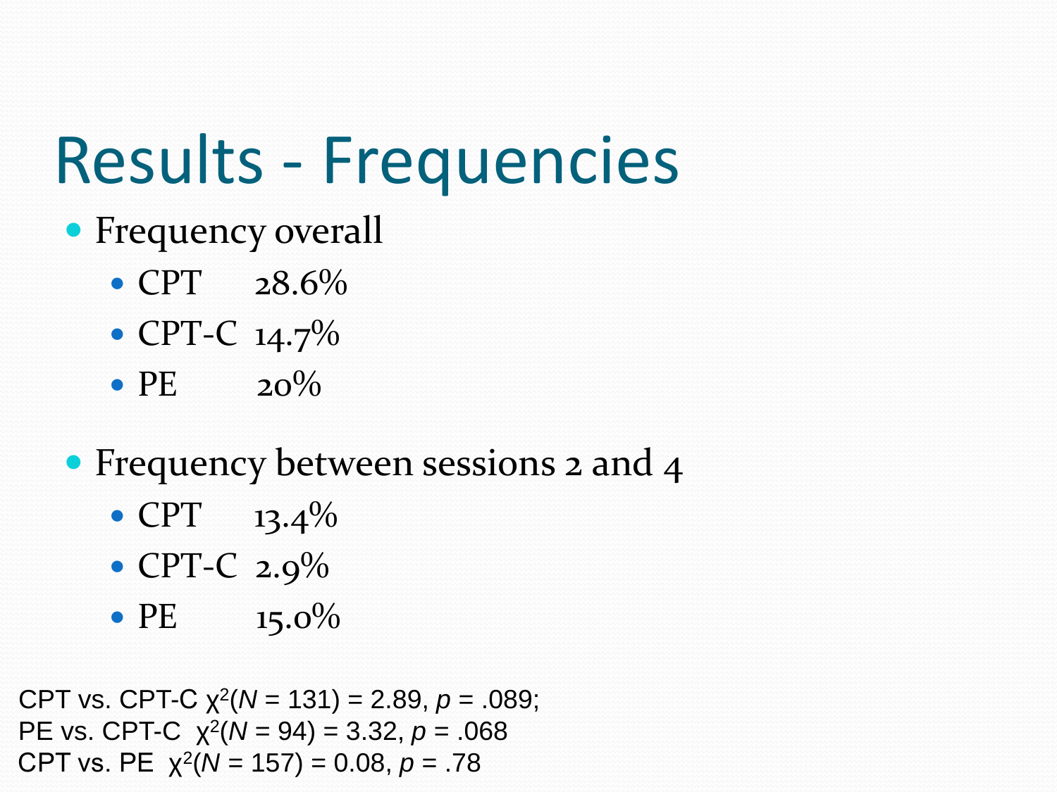# Results - Frequencies

- Frequency overall
  - CPT 28.6%
  - CPT-C 14.7%
  - PE 20%
- Frequency between sessions 2 and 4
  - CPT 13.4%
  - CPT-C 2.9%
  - PE 15.0%

CPT vs. CPT-C $\chi^2(N = 131) = 2.89$, $p = .089$;
PE vs. CPT-C $\chi^2(N = 94) = 3.32$, $p = .068$
CPT vs. PE $\chi^2(N = 157) = 0.08$, $p = .78$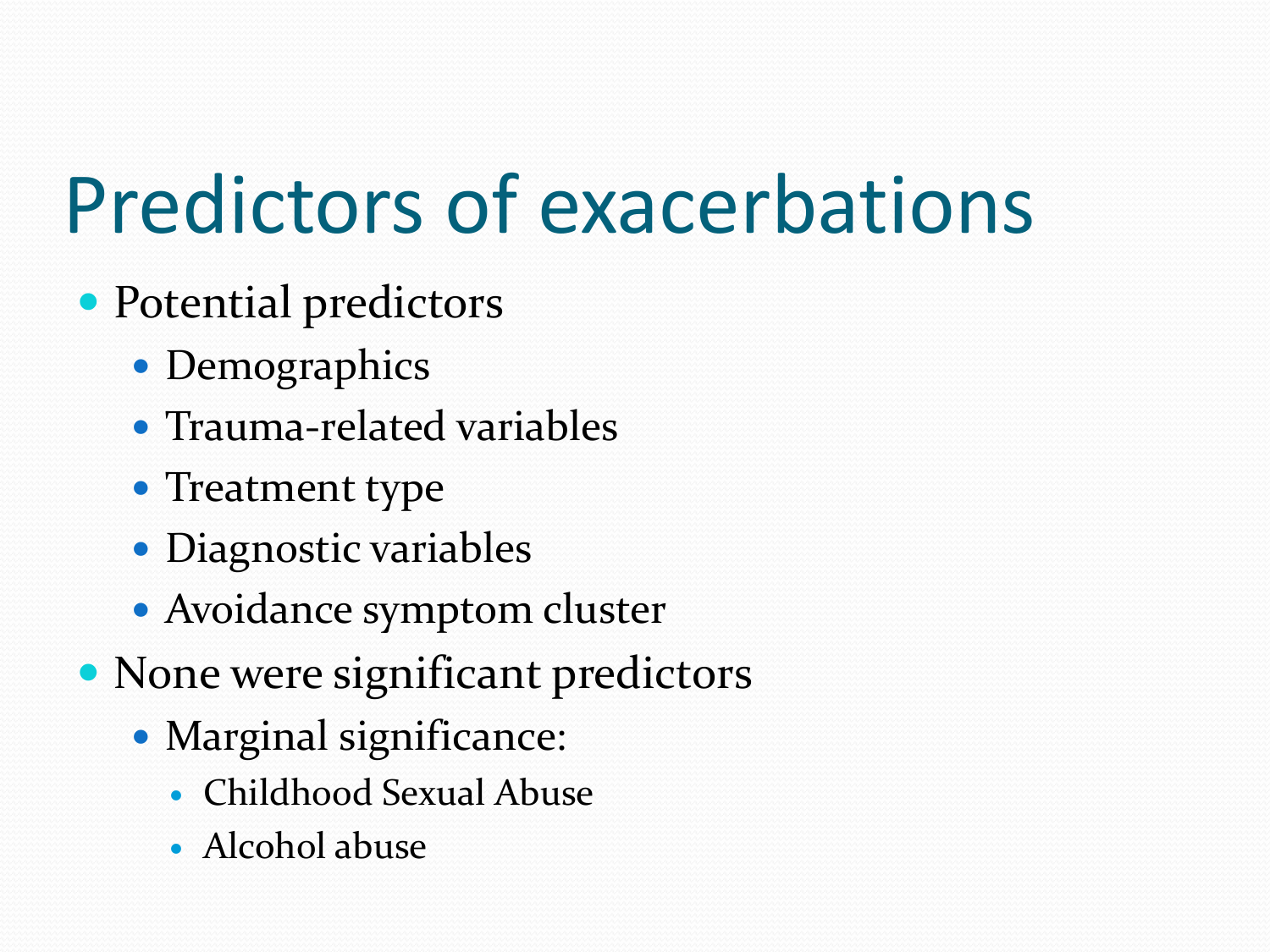# Predictors of exacerbations

- Potential predictors
  - Demographics
  - Trauma-related variables
  - Treatment type
  - Diagnostic variables
  - Avoidance symptom cluster
- None were significant predictors
  - Marginal significance:
    - Childhood Sexual Abuse
    - Alcohol abuse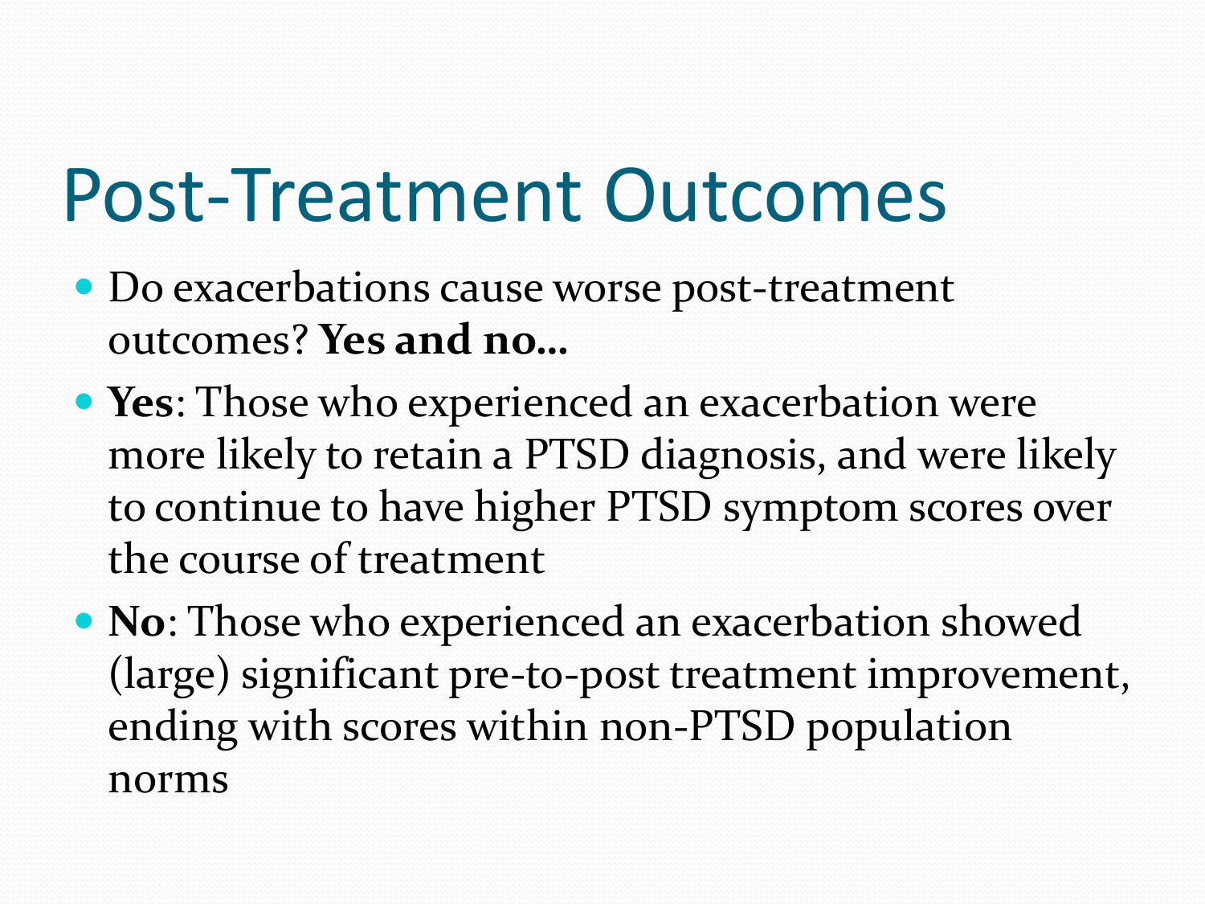# Post-Treatment Outcomes

- Do exacerbations cause worse post-treatment outcomes? **Yes and no…**
- **Yes**: Those who experienced an exacerbation were more likely to retain a PTSD diagnosis, and were likely to continue to have higher PTSD symptom scores over the course of treatment
- **No**: Those who experienced an exacerbation showed (large) significant pre-to-post treatment improvement, ending with scores within non-PTSD population norms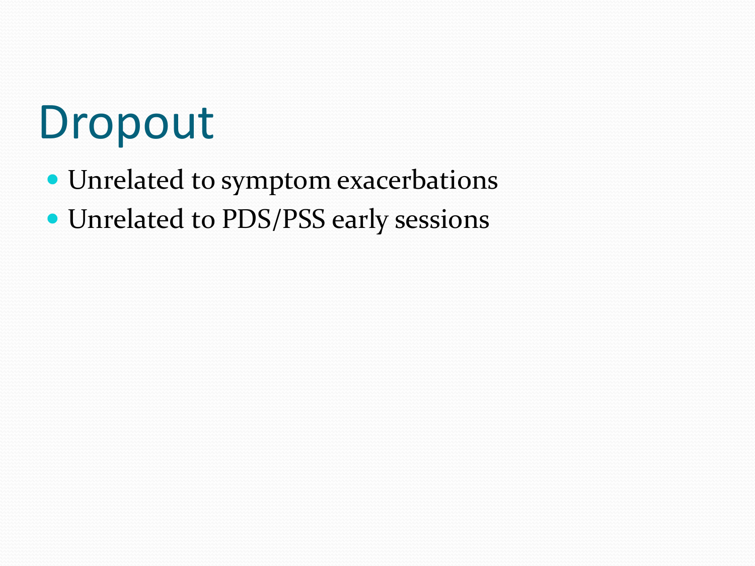# Dropout

- Unrelated to symptom exacerbations
- Unrelated to PDS/PSS early sessions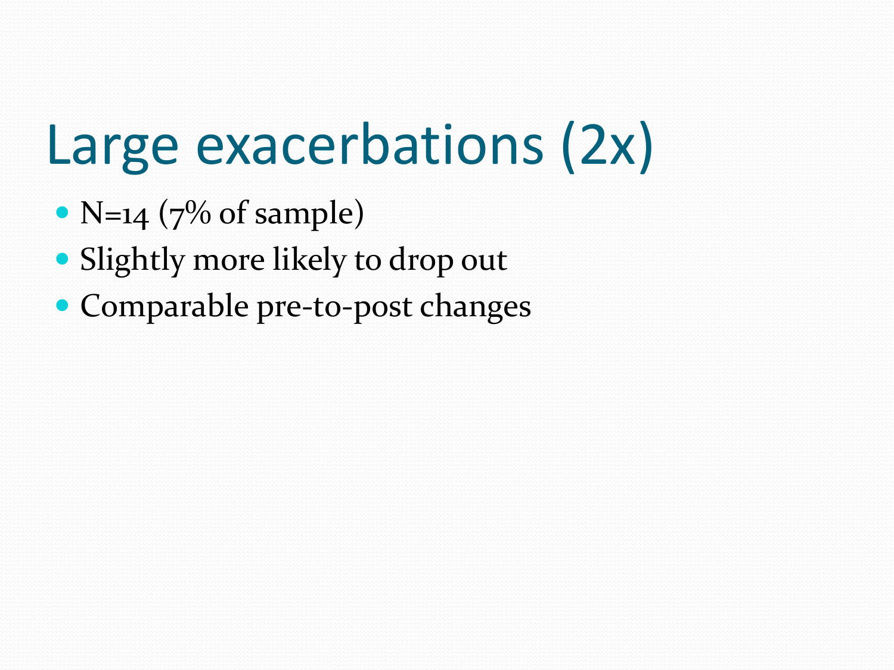# Large exacerbations (2x)

- N=14 (7% of sample)
- Slightly more likely to drop out
- Comparable pre-to-post changes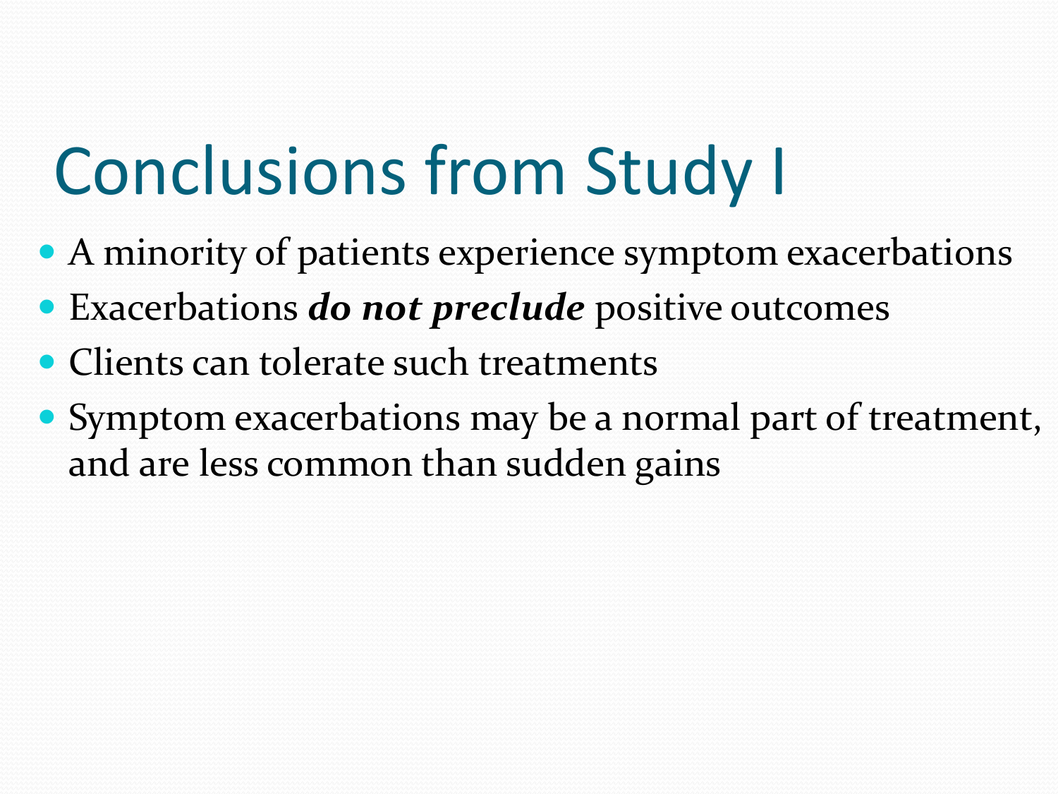# Conclusions from Study I

- A minority of patients experience symptom exacerbations
- Exacerbations ***do not preclude*** positive outcomes
- Clients can tolerate such treatments
- Symptom exacerbations may be a normal part of treatment, and are less common than sudden gains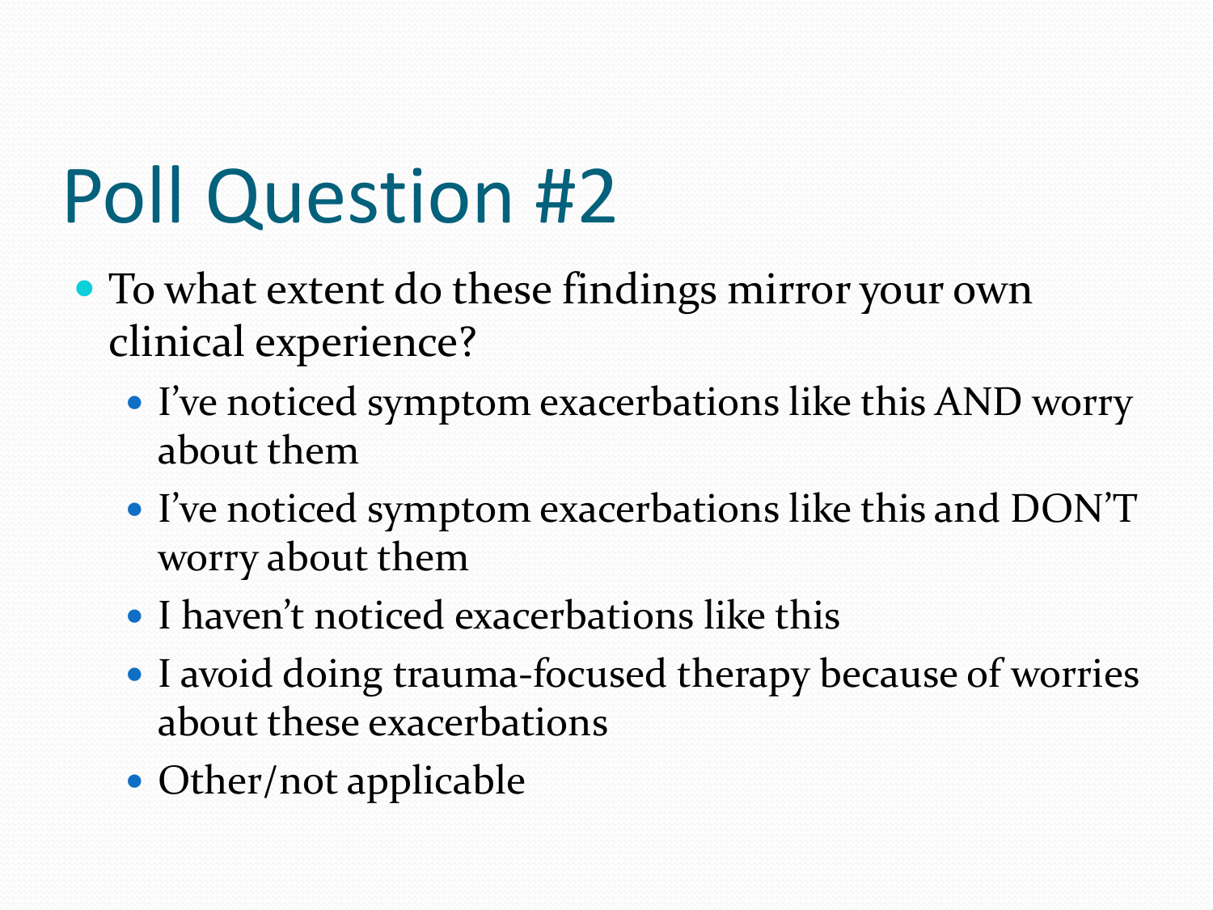# Poll Question #2

- To what extent do these findings mirror your own clinical experience?
  - I've noticed symptom exacerbations like this AND worry about them
  - I've noticed symptom exacerbations like this and DON'T worry about them
  - I haven't noticed exacerbations like this
  - I avoid doing trauma-focused therapy because of worries about these exacerbations
  - Other/not applicable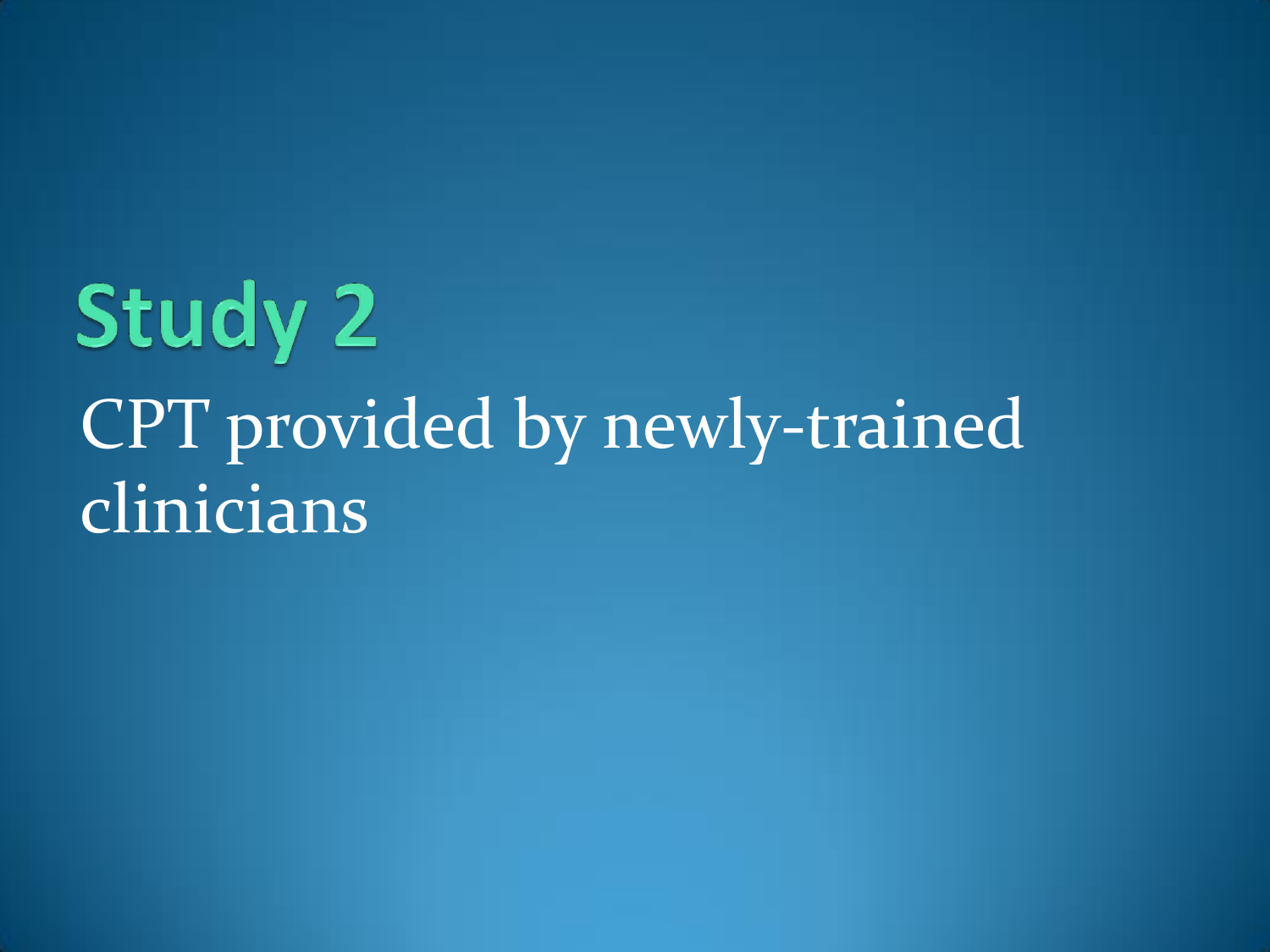# Study 2

CPT provided by newly-trained clinicians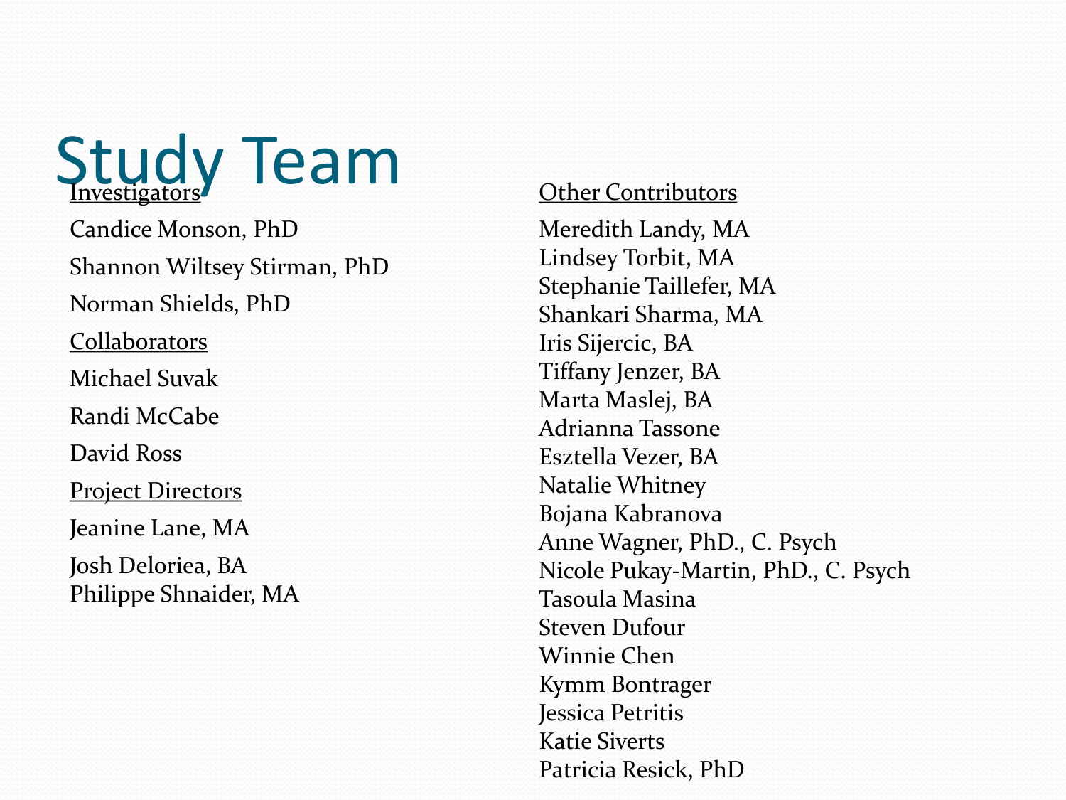# Study Team

**Investigators**

Candice Monson, PhD

Shannon Wiltsey Stirman, PhD

Norman Shields, PhD

**Collaborators**

Michael Suvak

Randi McCabe

David Ross

**Project Directors**

Jeanine Lane, MA

Josh Deloriea, BA
Philippe Shnaider, MA

**Other Contributors**

Meredith Landy, MA
Lindsey Torbit, MA
Stephanie Taillefer, MA
Shankari Sharma, MA
Iris Sijercic, BA
Tiffany Jenzer, BA
Marta Maslej, BA
Adrianna Tassone
Esztella Vezer, BA
Natalie Whitney
Bojana Kabranova
Anne Wagner, PhD., C. Psych
Nicole Pukay-Martin, PhD., C. Psych
Tasoula Masina
Steven Dufour
Winnie Chen
Kymm Bontrager
Jessica Petritis
Katie Siverts
Patricia Resick, PhD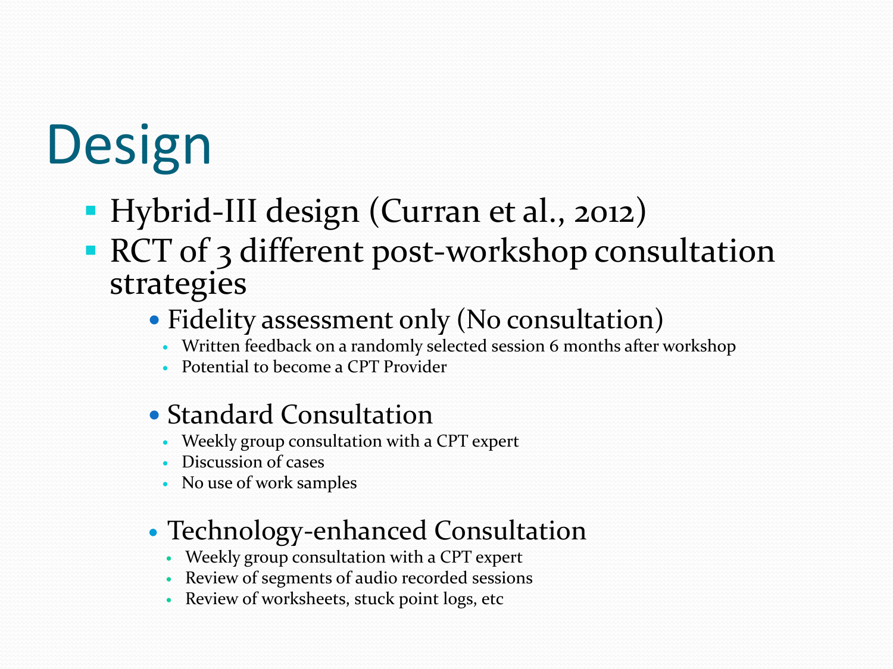# Design

- Hybrid-III design (Curran et al., 2012)
- RCT of 3 different post-workshop consultation strategies
  - Fidelity assessment only (No consultation)
    - Written feedback on a randomly selected session 6 months after workshop
    - Potential to become a CPT Provider
  - Standard Consultation
    - Weekly group consultation with a CPT expert
    - Discussion of cases
    - No use of work samples
  - Technology-enhanced Consultation
    - Weekly group consultation with a CPT expert
    - Review of segments of audio recorded sessions
    - Review of worksheets, stuck point logs, etc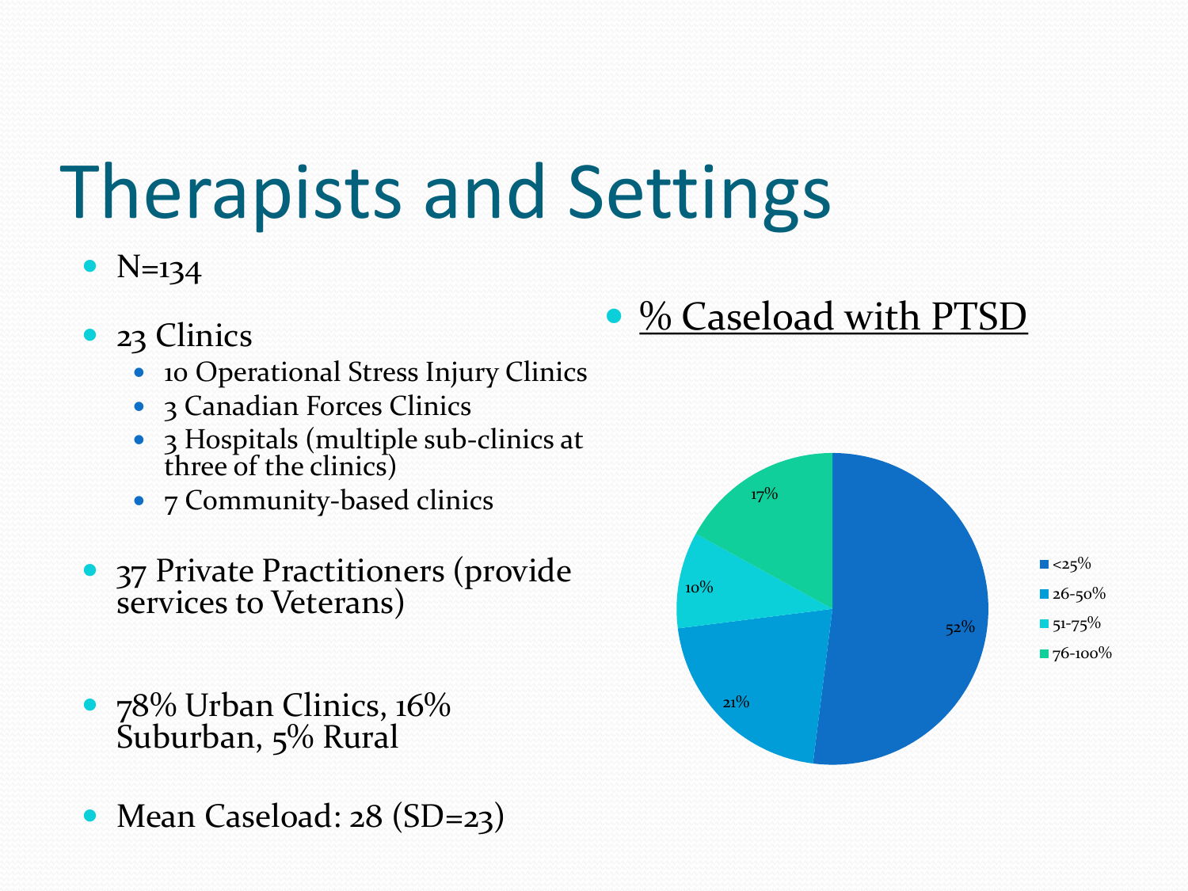# Therapists and Settings

- N=134
- 23 Clinics
  - 10 Operational Stress Injury Clinics
  - 3 Canadian Forces Clinics
  - 3 Hospitals (multiple sub-clinics at three of the clinics)
  - 7 Community-based clinics
- 37 Private Practitioners (provide services to Veterans)
- 78% Urban Clinics, 16% Suburban, 5% Rural
- Mean Caseload: 28 (SD=23)

- <u>% Caseload with PTSD</u>

| % Caseload with PTSD | % of therapists |
| --- | --- |
| <25% | 52% |
| 26-50% | 21% |
| 51-75% | 10% |
| 76-100% | 17% |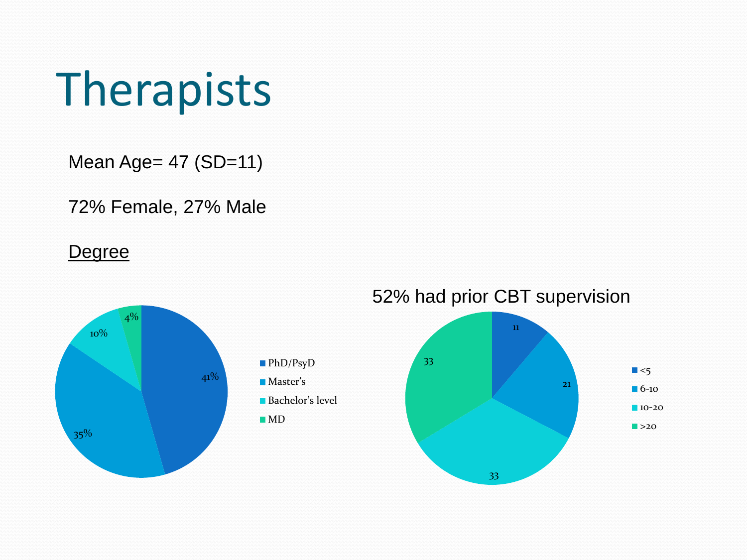# Therapists

Mean Age= 47 (SD=11)

72% Female, 27% Male

<u>Degree</u>

| Degree | % |
| --- | --- |
| PhD/PsyD | 41% |
| Master's | 35% |
| Bachelor's level | 10% |
| MD | 4% |

52% had prior CBT supervision

| Years | Value |
| --- | --- |
| <5 | 11 |
| 6-10 | 21 |
| 10-20 | 33 |
| >20 | 33 |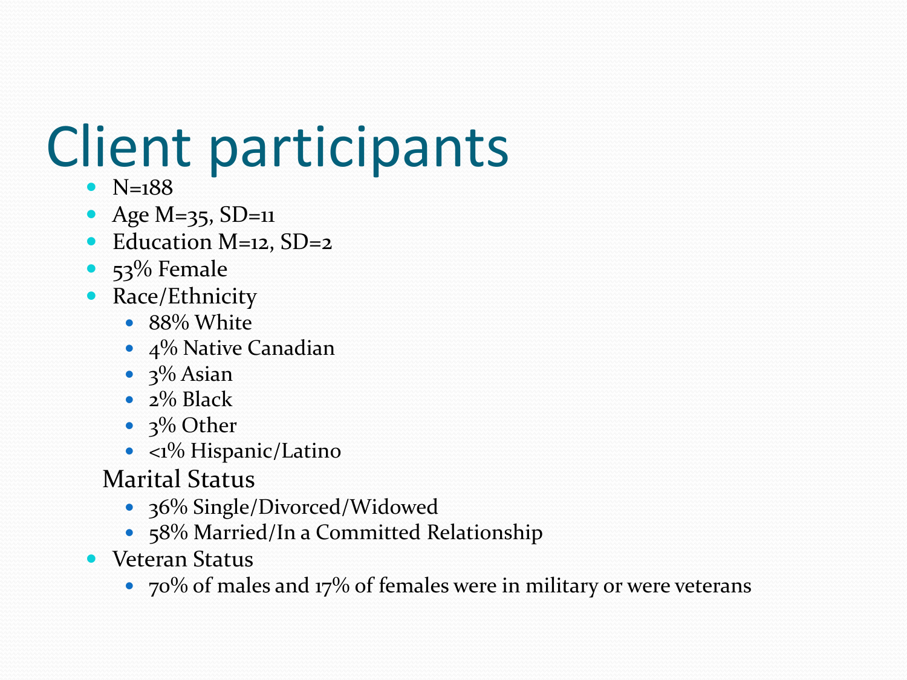# Client participants

- N=188
- Age M=35, SD=11
- Education M=12, SD=2
- 53% Female
- Race/Ethnicity
  - 88% White
  - 4% Native Canadian
  - 3% Asian
  - 2% Black
  - 3% Other
  - <1% Hispanic/Latino

Marital Status

  - 36% Single/Divorced/Widowed
  - 58% Married/In a Committed Relationship
- Veteran Status
  - 70% of males and 17% of females were in military or were veterans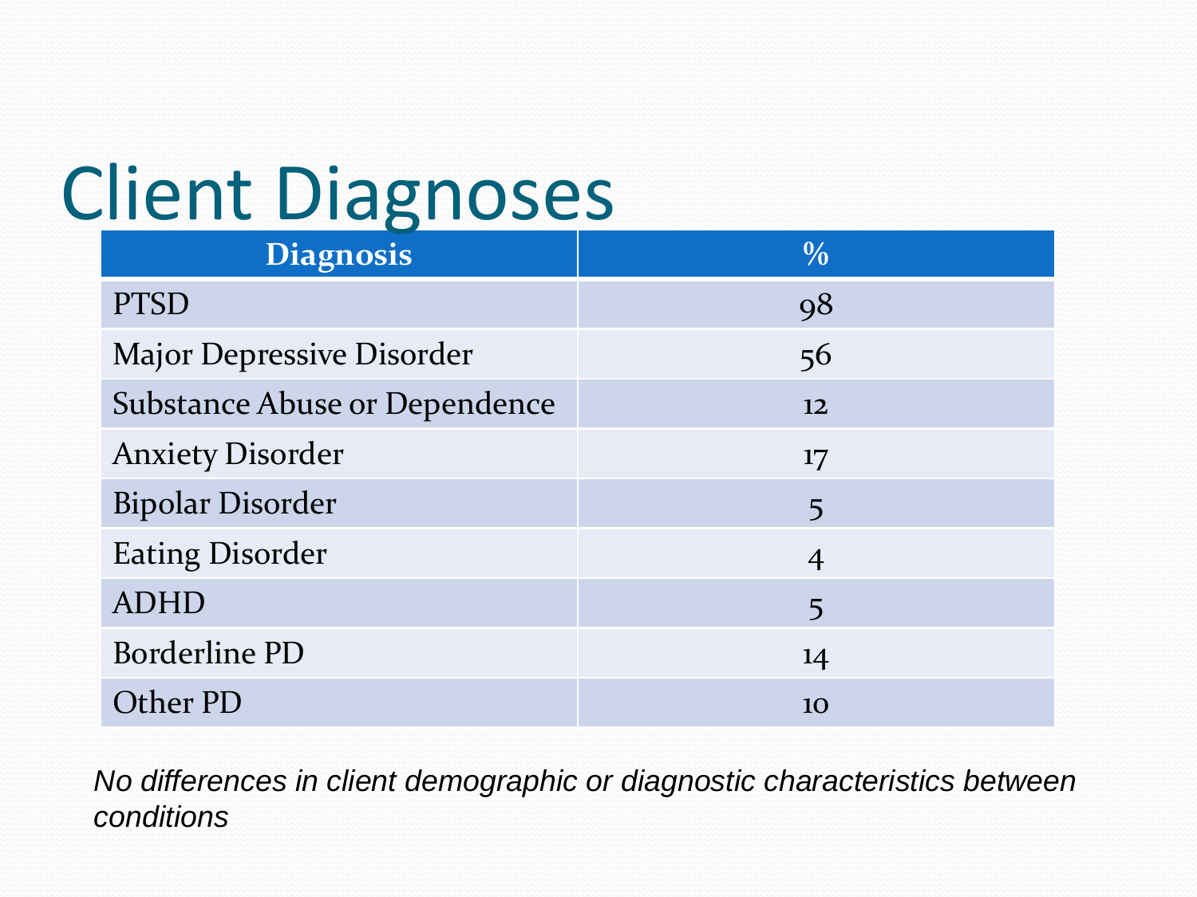# Client Diagnoses

| Diagnosis | % |
|---|---|
| PTSD | 98 |
| Major Depressive Disorder | 56 |
| Substance Abuse or Dependence | 12 |
| Anxiety Disorder | 17 |
| Bipolar Disorder | 5 |
| Eating Disorder | 4 |
| ADHD | 5 |
| Borderline PD | 14 |
| Other PD | 10 |

*No differences in client demographic or diagnostic characteristics between conditions*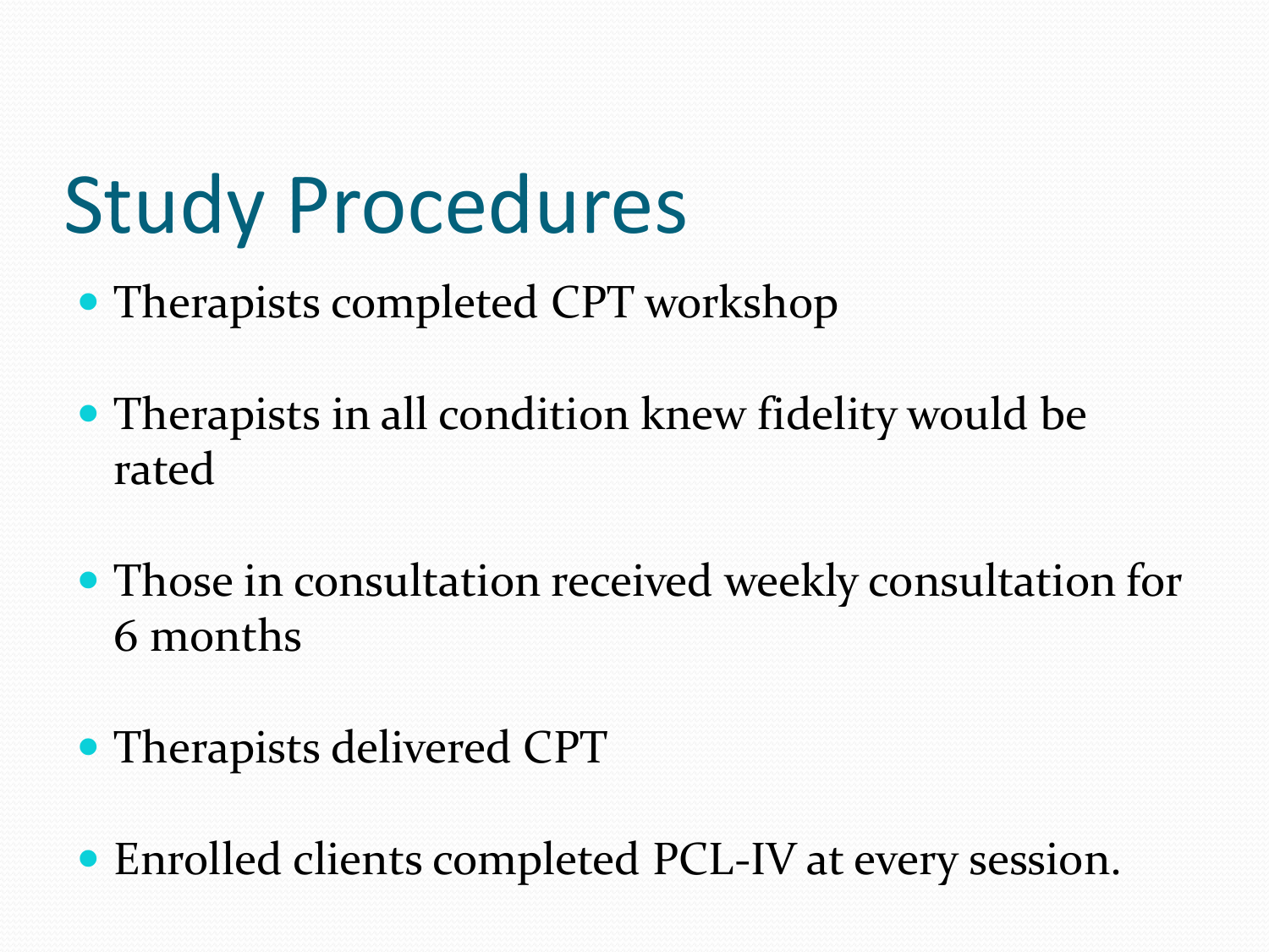# Study Procedures

- Therapists completed CPT workshop
- Therapists in all condition knew fidelity would be rated
- Those in consultation received weekly consultation for 6 months
- Therapists delivered CPT
- Enrolled clients completed PCL-IV at every session.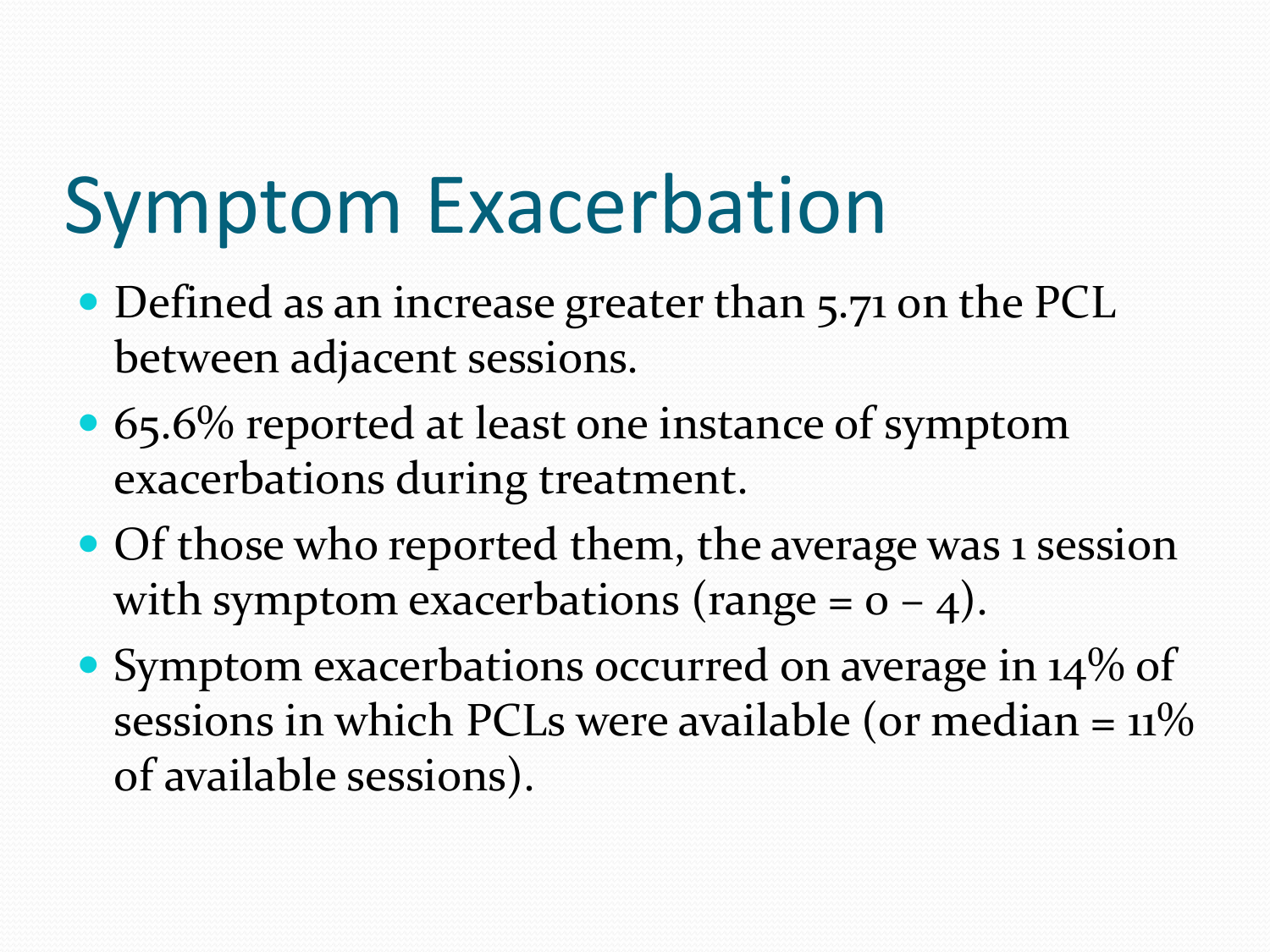# Symptom Exacerbation

- Defined as an increase greater than 5.71 on the PCL between adjacent sessions.
- 65.6% reported at least one instance of symptom exacerbations during treatment.
- Of those who reported them, the average was 1 session with symptom exacerbations (range = 0 – 4).
- Symptom exacerbations occurred on average in 14% of sessions in which PCLs were available (or median = 11% of available sessions).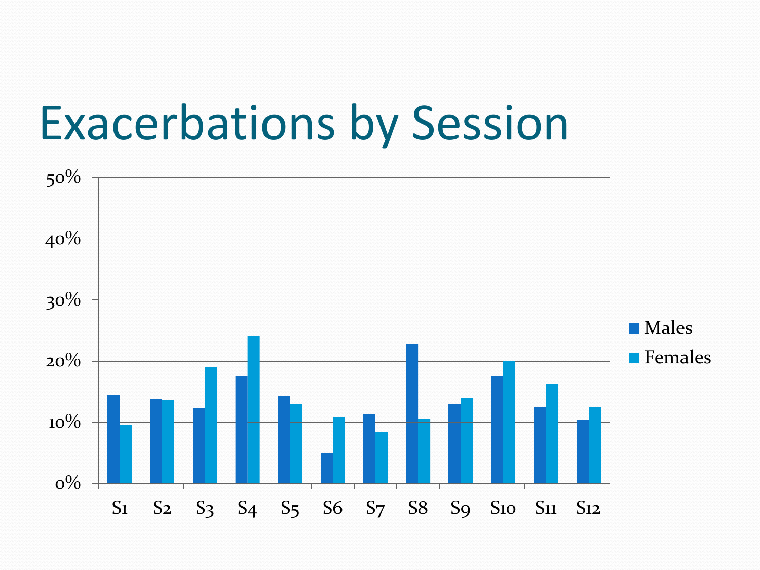# Exacerbations by Session

50%

40%

30%

20%

10%

0%

S1 S2 S3 S4 S5 S6 S7 S8 S9 S10 S11 S12

Males

Females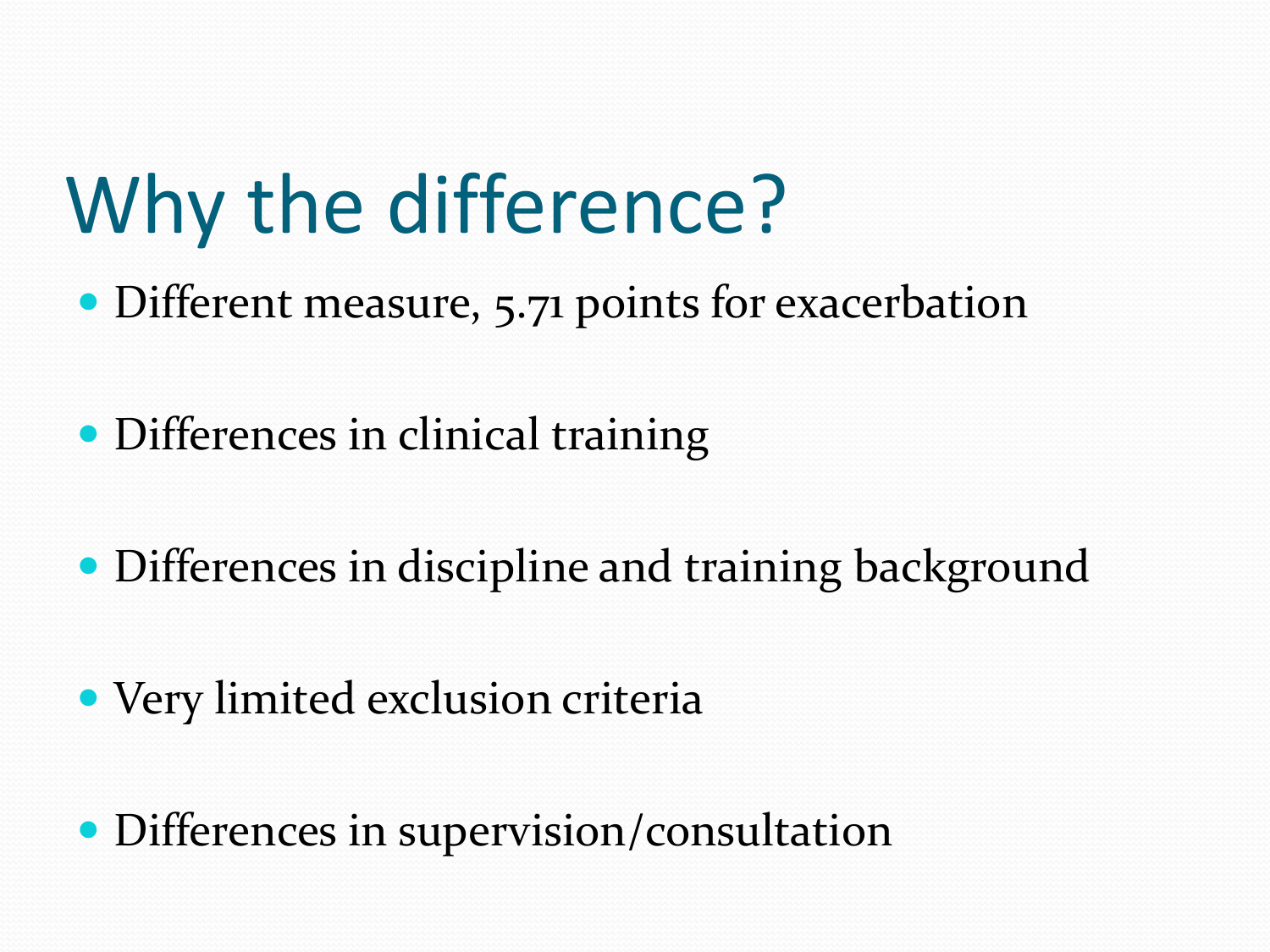# Why the difference?

- Different measure, 5.71 points for exacerbation
- Differences in clinical training
- Differences in discipline and training background
- Very limited exclusion criteria
- Differences in supervision/consultation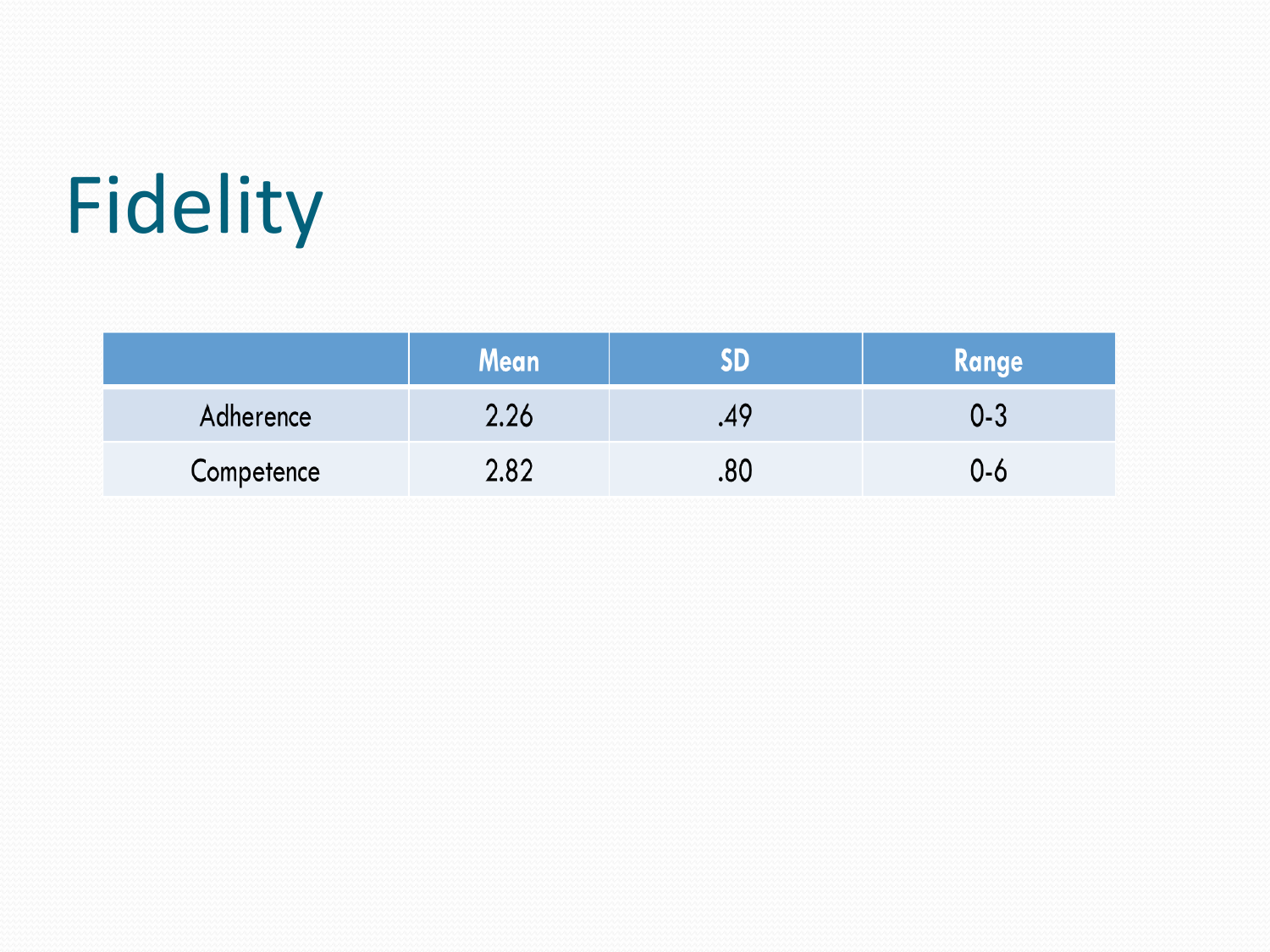# Fidelity

| | Mean | SD | Range |
|---|---|---|---|
| Adherence | 2.26 | .49 | 0-3 |
| Competence | 2.82 | .80 | 0-6 |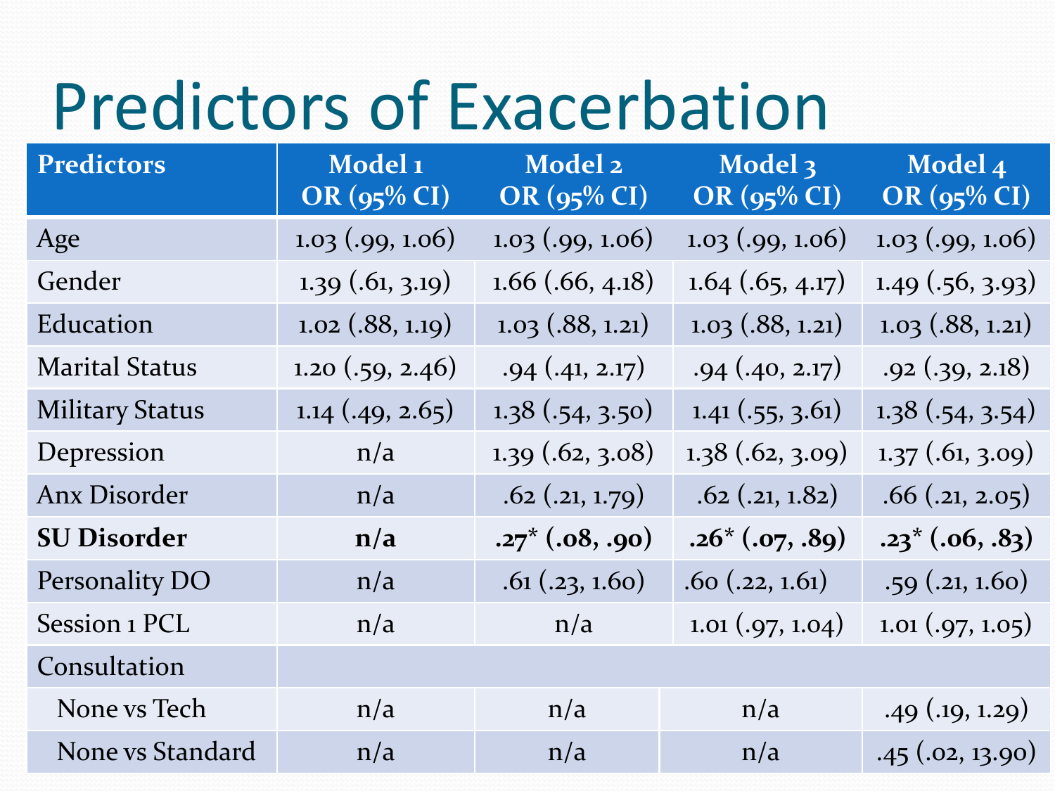# Predictors of Exacerbation

| Predictors | Model 1<br>OR (95% CI) | Model 2<br>OR (95% CI) | Model 3<br>OR (95% CI) | Model 4<br>OR (95% CI) |
|---|---|---|---|---|
| Age | 1.03 (.99, 1.06) | 1.03 (.99, 1.06) | 1.03 (.99, 1.06) | 1.03 (.99, 1.06) |
| Gender | 1.39 (.61, 3.19) | 1.66 (.66, 4.18) | 1.64 (.65, 4.17) | 1.49 (.56, 3.93) |
| Education | 1.02 (.88, 1.19) | 1.03 (.88, 1.21) | 1.03 (.88, 1.21) | 1.03 (.88, 1.21) |
| Marital Status | 1.20 (.59, 2.46) | .94 (.41, 2.17) | .94 (.40, 2.17) | .92 (.39, 2.18) |
| Military Status | 1.14 (.49, 2.65) | 1.38 (.54, 3.50) | 1.41 (.55, 3.61) | 1.38 (.54, 3.54) |
| Depression | n/a | 1.39 (.62, 3.08) | 1.38 (.62, 3.09) | 1.37 (.61, 3.09) |
| Anx Disorder | n/a | .62 (.21, 1.79) | .62 (.21, 1.82) | .66 (.21, 2.05) |
| **SU Disorder** | **n/a** | **.27* (.08, .90)** | **.26* (.07, .89)** | **.23* (.06, .83)** |
| Personality DO | n/a | .61 (.23, 1.60) | .60 (.22, 1.61) | .59 (.21, 1.60) |
| Session 1 PCL | n/a | n/a | 1.01 (.97, 1.04) | 1.01 (.97, 1.05) |
| Consultation | | | | |
| None vs Tech | n/a | n/a | n/a | .49 (.19, 1.29) |
| None vs Standard | n/a | n/a | n/a | .45 (.02, 13.90) |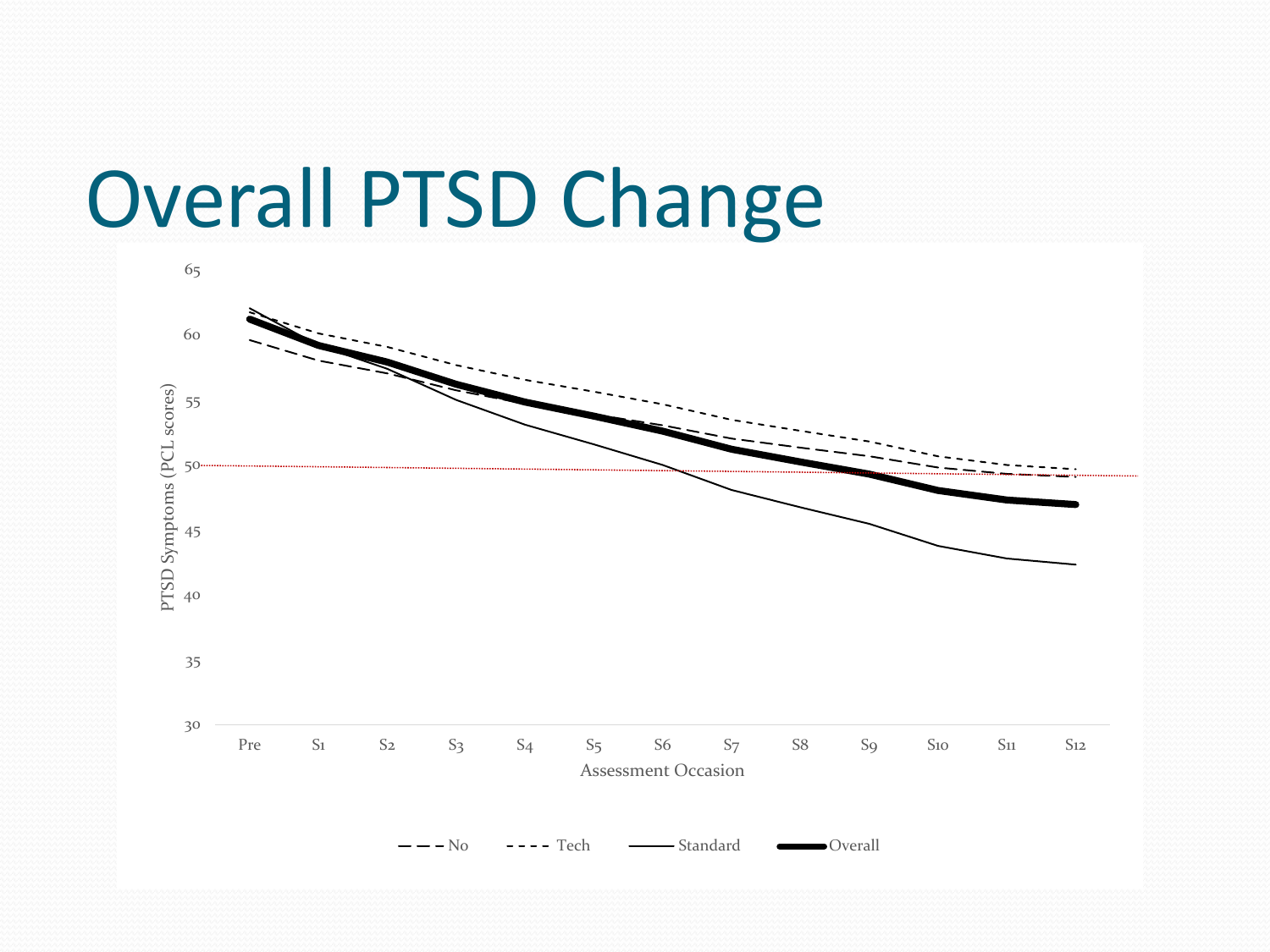# Overall PTSD Change

PTSD Symptoms (PCL scores)

65
60
55
50
45
40
35
30

Pre S1 S2 S3 S4 S5 S6 S7 S8 S9 S10 S11 S12

Assessment Occasion

No Tech Standard Overall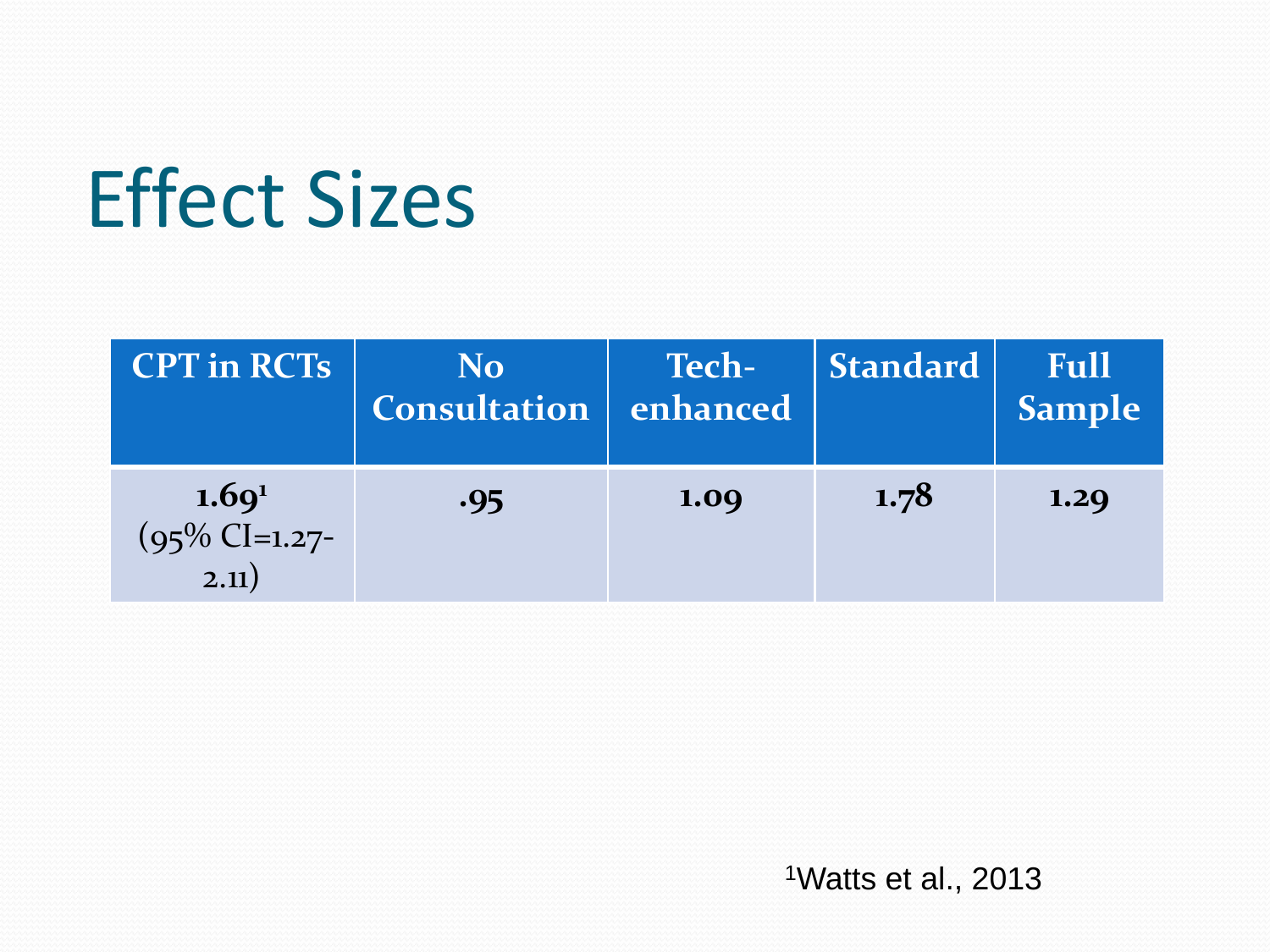# Effect Sizes

| CPT in RCTs | No Consultation | Tech-enhanced | Standard | Full Sample |
| --- | --- | --- | --- | --- |
| **1.69**[1] (95% CI=1.27-2.11) | **.95** | **1.09** | **1.78** | **1.29** |

[1]Watts et al., 2013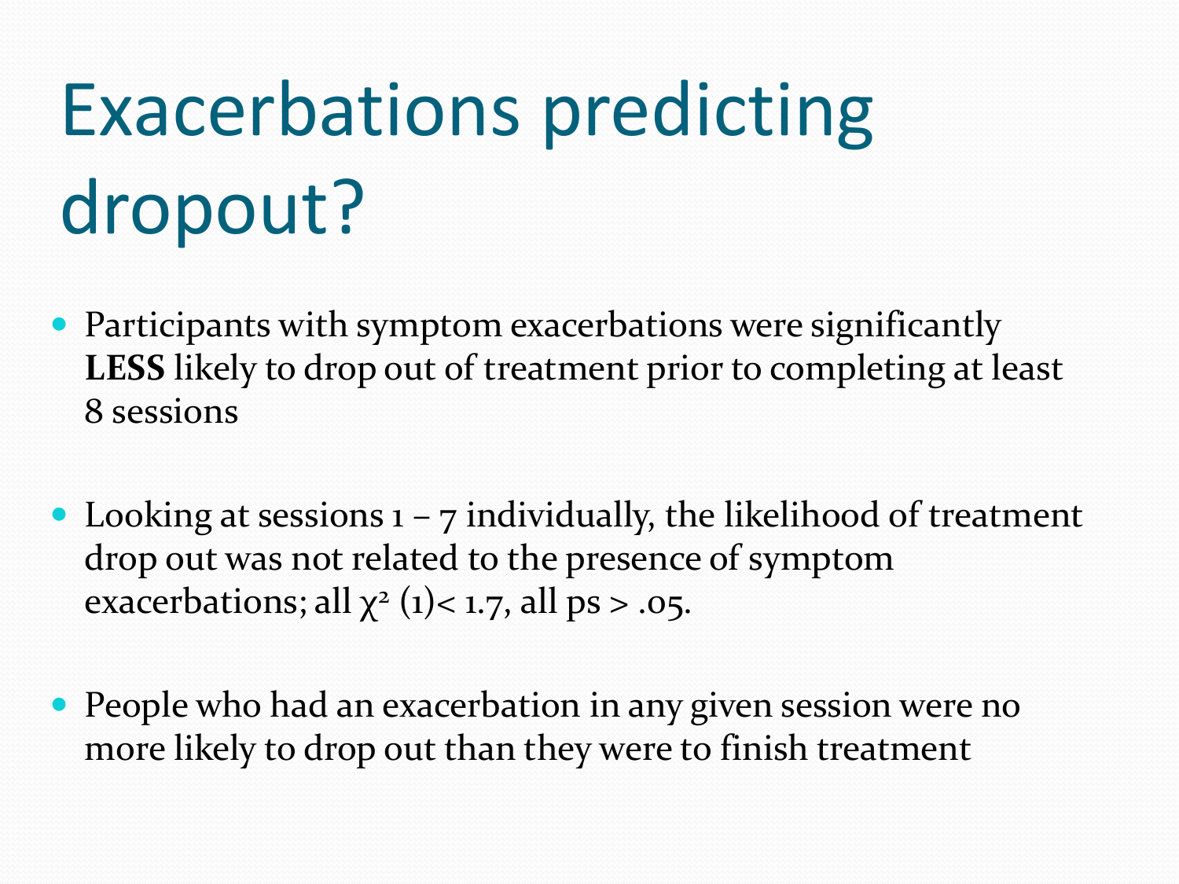# Exacerbations predicting dropout?

- Participants with symptom exacerbations were significantly **LESS** likely to drop out of treatment prior to completing at least 8 sessions

- Looking at sessions 1 – 7 individually, the likelihood of treatment drop out was not related to the presence of symptom exacerbations; all $\chi^2$ (1)< 1.7, all ps > .05.

- People who had an exacerbation in any given session were no more likely to drop out than they were to finish treatment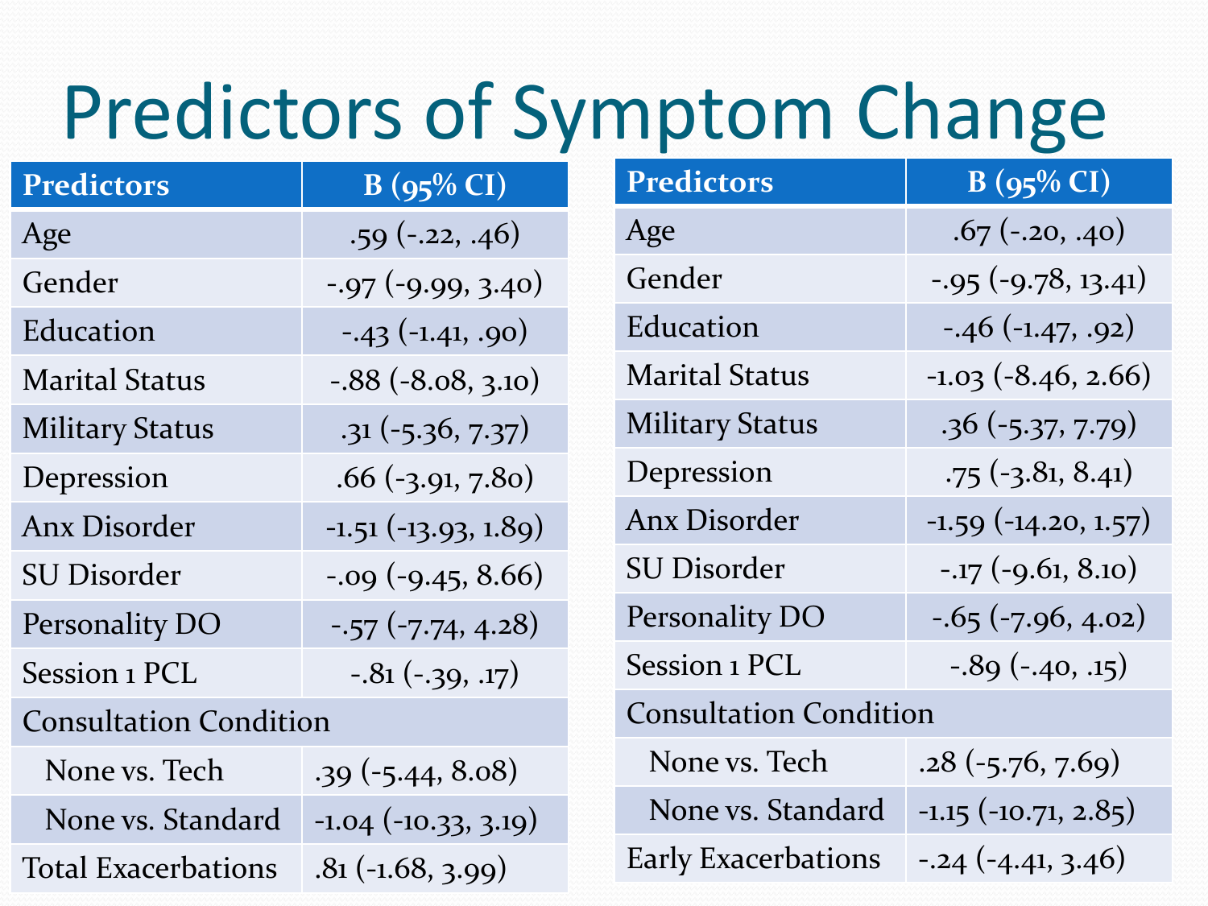# Predictors of Symptom Change

| Predictors | B (95% CI) |
|---|---|
| Age | .59 (-.22, .46) |
| Gender | -.97 (-9.99, 3.40) |
| Education | -.43 (-1.41, .90) |
| Marital Status | -.88 (-8.08, 3.10) |
| Military Status | .31 (-5.36, 7.37) |
| Depression | .66 (-3.91, 7.80) |
| Anx Disorder | -1.51 (-13.93, 1.89) |
| SU Disorder | -.09 (-9.45, 8.66) |
| Personality DO | -.57 (-7.74, 4.28) |
| Session 1 PCL | -.81 (-.39, .17) |
| Consultation Condition | |
| None vs. Tech | .39 (-5.44, 8.08) |
| None vs. Standard | -1.04 (-10.33, 3.19) |
| Total Exacerbations | .81 (-1.68, 3.99) |

| Predictors | B (95% CI) |
|---|---|
| Age | .67 (-.20, .40) |
| Gender | -.95 (-9.78, 13.41) |
| Education | -.46 (-1.47, .92) |
| Marital Status | -1.03 (-8.46, 2.66) |
| Military Status | .36 (-5.37, 7.79) |
| Depression | .75 (-3.81, 8.41) |
| Anx Disorder | -1.59 (-14.20, 1.57) |
| SU Disorder | -.17 (-9.61, 8.10) |
| Personality DO | -.65 (-7.96, 4.02) |
| Session 1 PCL | -.89 (-.40, .15) |
| Consultation Condition | |
| None vs. Tech | .28 (-5.76, 7.69) |
| None vs. Standard | -1.15 (-10.71, 2.85) |
| Early Exacerbations | -.24 (-4.41, 3.46) |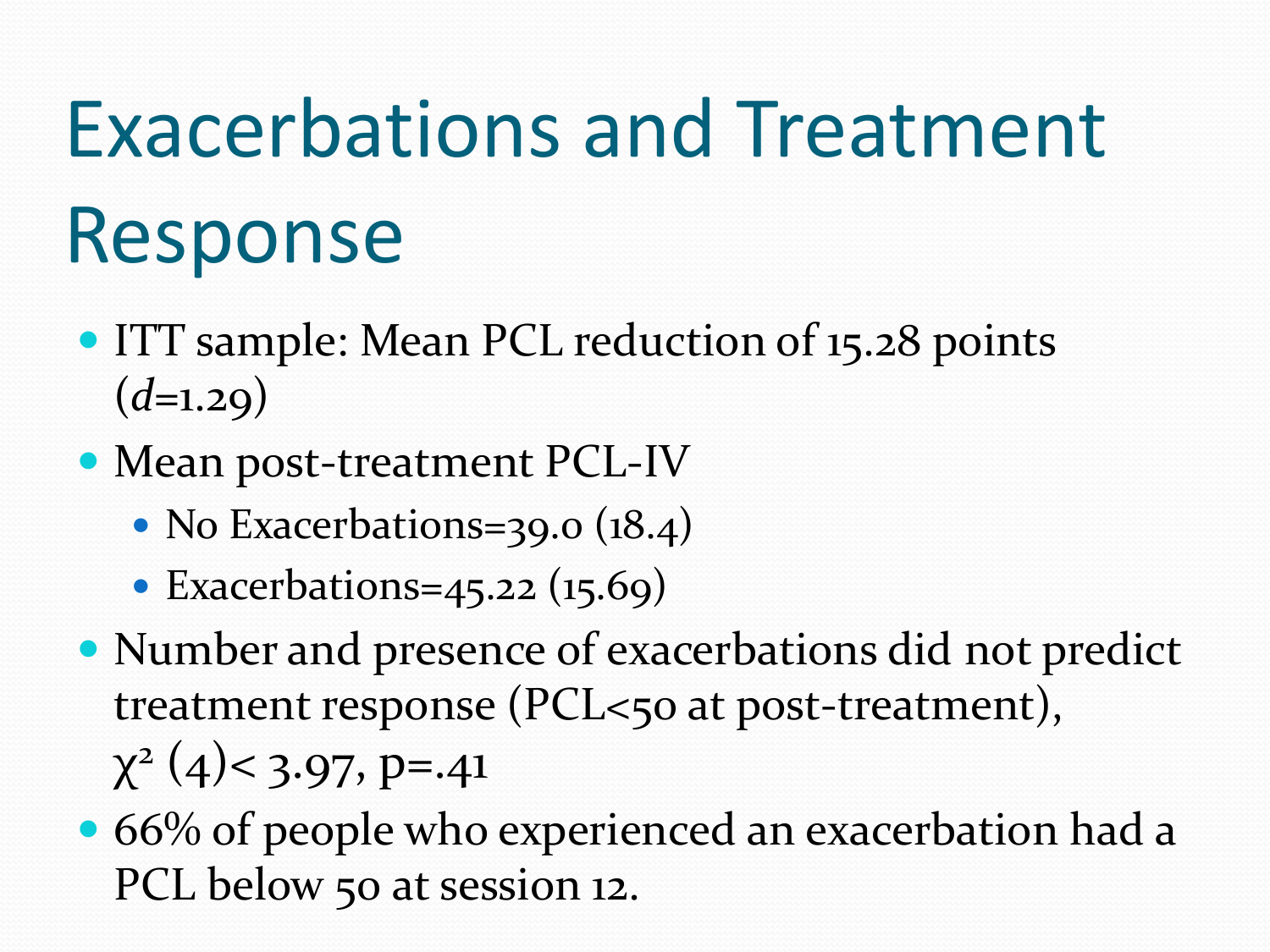# Exacerbations and Treatment Response

- ITT sample: Mean PCL reduction of 15.28 points ($d$=1.29)
- Mean post-treatment PCL-IV
  - No Exacerbations=39.0 (18.4)
  - Exacerbations=45.22 (15.69)
- Number and presence of exacerbations did not predict treatment response (PCL<50 at post-treatment), $\chi^2$ (4)< 3.97, p=.41
- 66% of people who experienced an exacerbation had a PCL below 50 at session 12.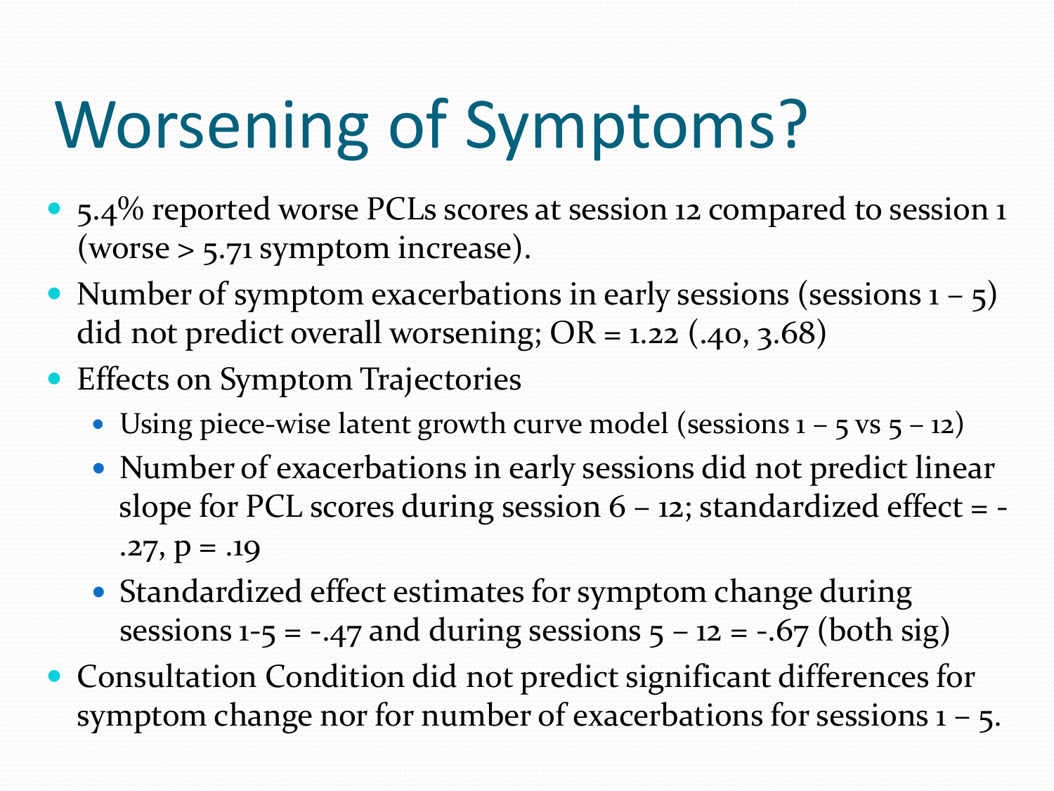# Worsening of Symptoms?

- 5.4% reported worse PCLs scores at session 12 compared to session 1 (worse > 5.71 symptom increase).
- Number of symptom exacerbations in early sessions (sessions 1 – 5) did not predict overall worsening; OR = 1.22 (.40, 3.68)
- Effects on Symptom Trajectories
  - Using piece-wise latent growth curve model (sessions 1 – 5 vs 5 – 12)
  - Number of exacerbations in early sessions did not predict linear slope for PCL scores during session 6 – 12; standardized effect = -.27, $p = .19$
  - Standardized effect estimates for symptom change during sessions 1-5 = -.47 and during sessions 5 – 12 = -.67 (both sig)
- Consultation Condition did not predict significant differences for symptom change nor for number of exacerbations for sessions 1 – 5.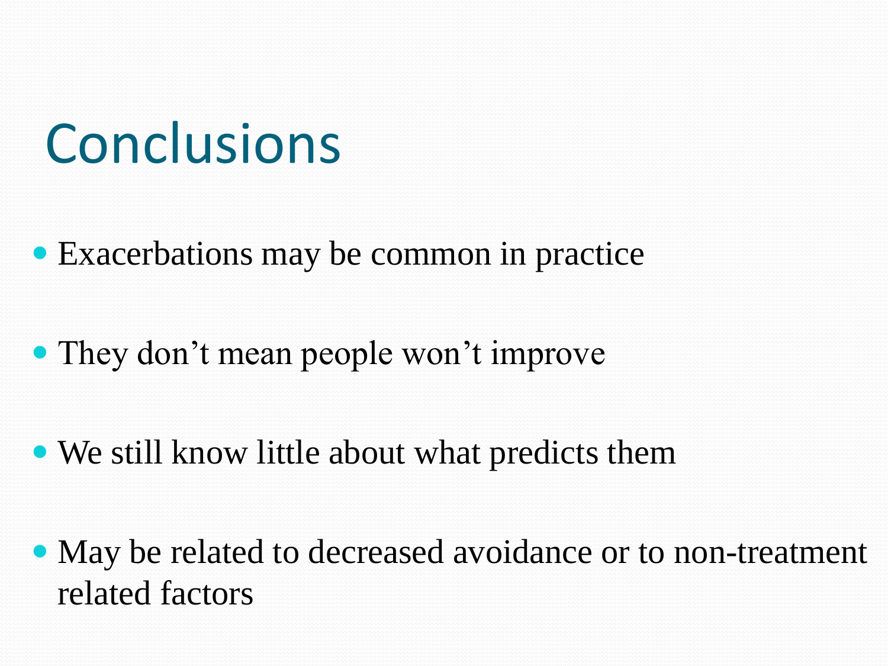# Conclusions

- Exacerbations may be common in practice
- They don't mean people won't improve
- We still know little about what predicts them
- May be related to decreased avoidance or to non-treatment related factors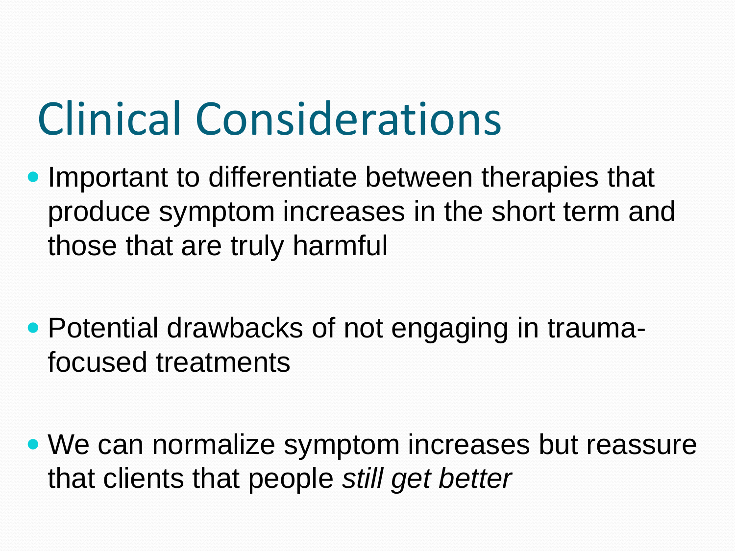# Clinical Considerations

- Important to differentiate between therapies that produce symptom increases in the short term and those that are truly harmful

- Potential drawbacks of not engaging in trauma-focused treatments

- We can normalize symptom increases but reassure that clients that people *still get better*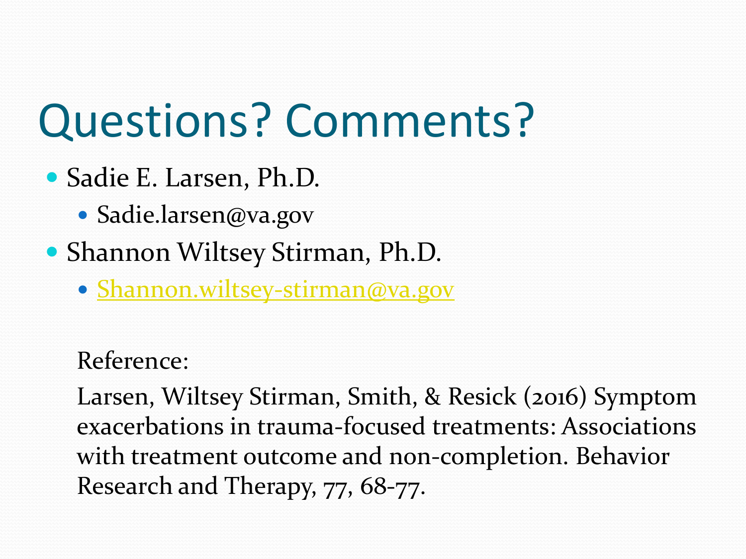# Questions? Comments?

- Sadie E. Larsen, Ph.D.
  - Sadie.larsen@va.gov
- Shannon Wiltsey Stirman, Ph.D.
  - Shannon.wiltsey-stirman@va.gov

Reference:

Larsen, Wiltsey Stirman, Smith, & Resick (2016) Symptom exacerbations in trauma-focused treatments: Associations with treatment outcome and non-completion. Behavior Research and Therapy, 77, 68-77.